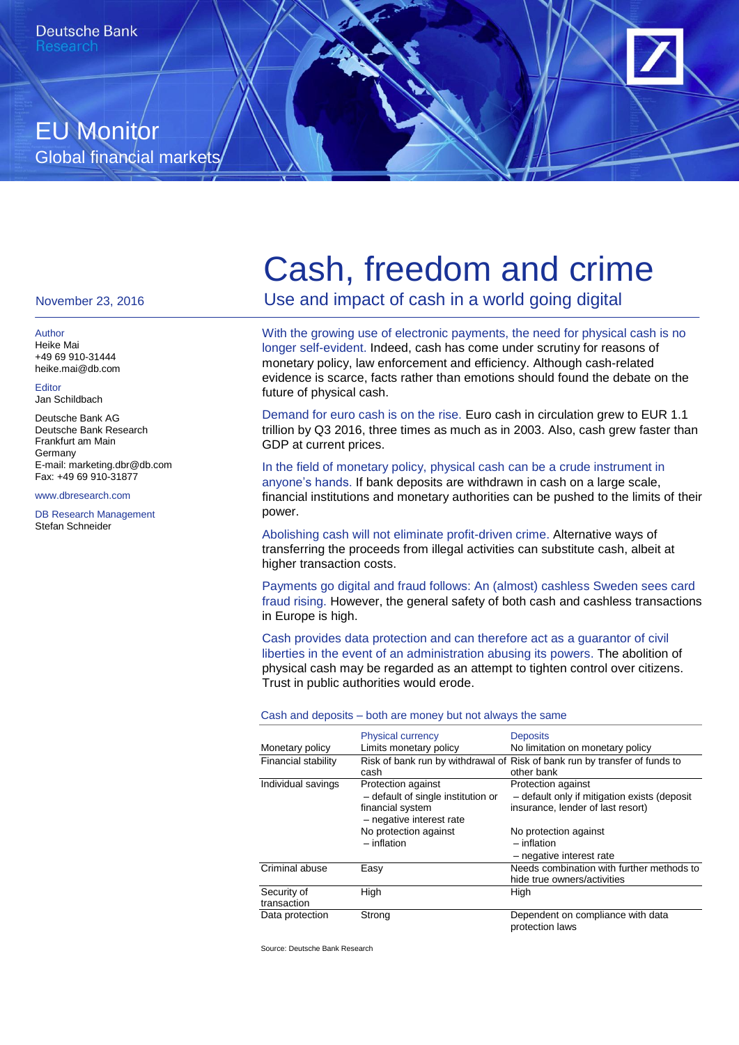Deutsche Bank
Research

EU Monitor
Global financial markets

November 23, 2016

# Cash, freedom and crime

## Use and impact of cash in a world going digital

Author
Heike Mai
+49 69 910-31444
heike.mai@db.com

Editor
Jan Schildbach

Deutsche Bank AG
Deutsche Bank Research
Frankfurt am Main
Germany
E-mail: marketing.dbr@db.com
Fax: +49 69 910-31877

www.dbresearch.com

DB Research Management
Stefan Schneider

With the growing use of electronic payments, the need for physical cash is no longer self-evident. Indeed, cash has come under scrutiny for reasons of monetary policy, law enforcement and efficiency. Although cash-related evidence is scarce, facts rather than emotions should found the debate on the future of physical cash.

Demand for euro cash is on the rise. Euro cash in circulation grew to EUR 1.1 trillion by Q3 2016, three times as much as in 2003. Also, cash grew faster than GDP at current prices.

In the field of monetary policy, physical cash can be a crude instrument in anyone's hands. If bank deposits are withdrawn in cash on a large scale, financial institutions and monetary authorities can be pushed to the limits of their power.

Abolishing cash will not eliminate profit-driven crime. Alternative ways of transferring the proceeds from illegal activities can substitute cash, albeit at higher transaction costs.

Payments go digital and fraud follows: An (almost) cashless Sweden sees card fraud rising. However, the general safety of both cash and cashless transactions in Europe is high.

Cash provides data protection and can therefore act as a guarantor of civil liberties in the event of an administration abusing its powers. The abolition of physical cash may be regarded as an attempt to tighten control over citizens. Trust in public authorities would erode.

Cash and deposits – both are money but not always the same

| | Physical currency | Deposits |
|---|---|---|
| Monetary policy | Limits monetary policy | No limitation on monetary policy |
| Financial stability | Risk of bank run by withdrawal of cash | Risk of bank run by transfer of funds to other bank |
| Individual savings | Protection against<br>– default of single institution or financial system<br>– negative interest rate<br>No protection against<br>– inflation | Protection against<br>– default only if mitigation exists (deposit insurance, lender of last resort)<br>No protection against<br>– inflation<br>– negative interest rate |
| Criminal abuse | Easy | Needs combination with further methods to hide true owners/activities |
| Security of transaction | High | High |
| Data protection | Strong | Dependent on compliance with data protection laws |

Source: Deutsche Bank Research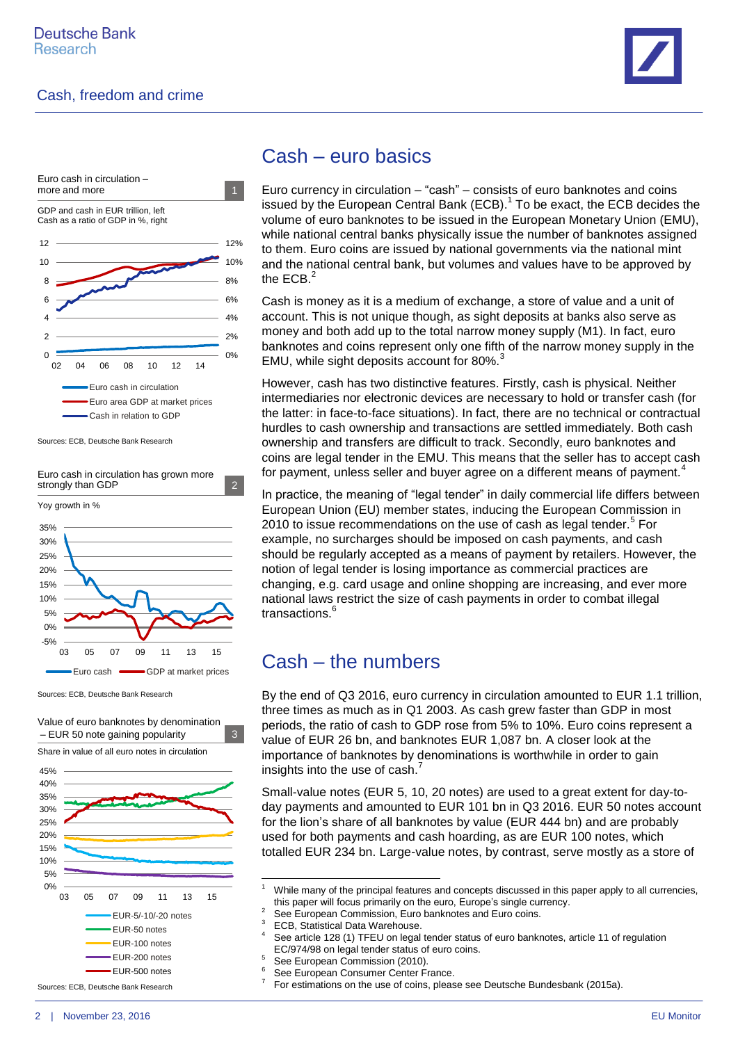Euro cash in circulation – more and more

1

GDP and cash in EUR trillion, left
Cash as a ratio of GDP in %, right

Euro cash in circulation
Euro area GDP at market prices
Cash in relation to GDP

Sources: ECB, Deutsche Bank Research

Euro cash in circulation has grown more strongly than GDP

2

Yoy growth in %

Euro cash    GDP at market prices

Sources: ECB, Deutsche Bank Research

Value of euro banknotes by denomination – EUR 50 note gaining popularity

3

Share in value of all euro notes in circulation

EUR-5/-10/-20 notes
EUR-50 notes
EUR-100 notes
EUR-200 notes
EUR-500 notes

Sources: ECB, Deutsche Bank Research

## Cash – euro basics

Euro currency in circulation – "cash" – consists of euro banknotes and coins issued by the European Central Bank (ECB).[1] To be exact, the ECB decides the volume of euro banknotes to be issued in the European Monetary Union (EMU), while national central banks physically issue the number of banknotes assigned to them. Euro coins are issued by national governments via the national mint and the national central bank, but volumes and values have to be approved by the ECB.[2]

Cash is money as it is a medium of exchange, a store of value and a unit of account. This is not unique though, as sight deposits at banks also serve as money and both add up to the total narrow money supply (M1). In fact, euro banknotes and coins represent only one fifth of the narrow money supply in the EMU, while sight deposits account for 80%.[3]

However, cash has two distinctive features. Firstly, cash is physical. Neither intermediaries nor electronic devices are necessary to hold or transfer cash (for the latter: in face-to-face situations). In fact, there are no technical or contractual hurdles to cash ownership and transactions are settled immediately. Both cash ownership and transfers are difficult to track. Secondly, euro banknotes and coins are legal tender in the EMU. This means that the seller has to accept cash for payment, unless seller and buyer agree on a different means of payment.[4]

In practice, the meaning of "legal tender" in daily commercial life differs between European Union (EU) member states, inducing the European Commission in 2010 to issue recommendations on the use of cash as legal tender.[5] For example, no surcharges should be imposed on cash payments, and cash should be regularly accepted as a means of payment by retailers. However, the notion of legal tender is losing importance as commercial practices are changing, e.g. card usage and online shopping are increasing, and ever more national laws restrict the size of cash payments in order to combat illegal transactions.[6]

## Cash – the numbers

By the end of Q3 2016, euro currency in circulation amounted to EUR 1.1 trillion, three times as much as in Q1 2003. As cash grew faster than GDP in most periods, the ratio of cash to GDP rose from 5% to 10%. Euro coins represent a value of EUR 26 bn, and banknotes EUR 1,087 bn. A closer look at the importance of banknotes by denominations is worthwhile in order to gain insights into the use of cash.[7]

Small-value notes (EUR 5, 10, 20 notes) are used to a great extent for day-to-day payments and amounted to EUR 101 bn in Q3 2016. EUR 50 notes account for the lion's share of all banknotes by value (EUR 444 bn) and are probably used for both payments and cash hoarding, as are EUR 100 notes, which totalled EUR 234 bn. Large-value notes, by contrast, serve mostly as a store of

---

[1] While many of the principal features and concepts discussed in this paper apply to all currencies, this paper will focus primarily on the euro, Europe's single currency.
[2] See European Commission, Euro banknotes and Euro coins.
[3] ECB, Statistical Data Warehouse.
[4] See article 128 (1) TFEU on legal tender status of euro banknotes, article 11 of regulation EC/974/98 on legal tender status of euro coins.
[5] See European Commission (2010).
[6] See European Consumer Center France.
[7] For estimations on the use of coins, please see Deutsche Bundesbank (2015a).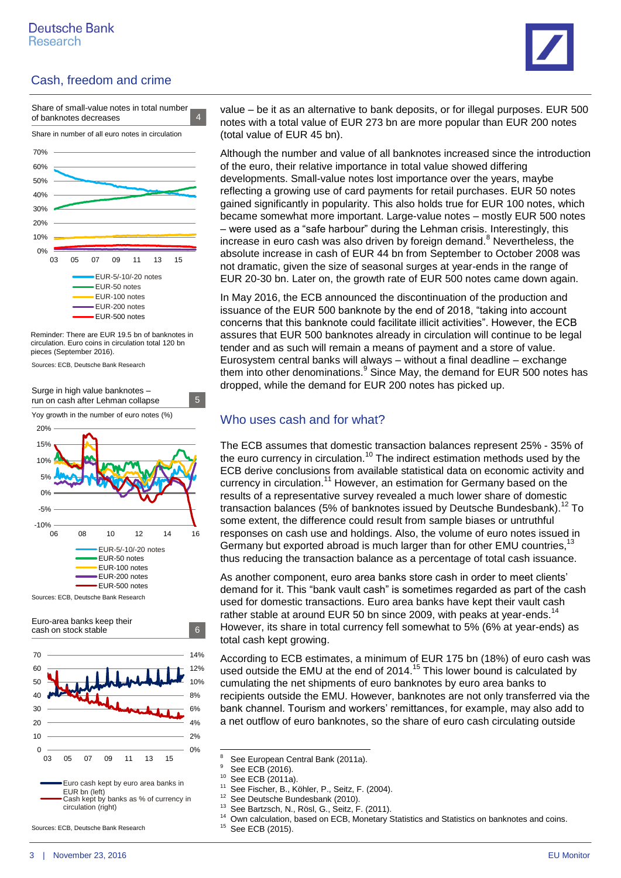Share of small-value notes in total number of banknotes decreases — 4

Share in number of all euro notes in circulation

EUR-5/-10/-20 notes
EUR-50 notes
EUR-100 notes
EUR-200 notes
EUR-500 notes

Reminder: There are EUR 19.5 bn of banknotes in circulation. Euro coins in circulation total 120 bn pieces (September 2016).

Sources: ECB, Deutsche Bank Research

Surge in high value banknotes – run on cash after Lehman collapse — 5

Yoy growth in the number of euro notes (%)

EUR-5/-10/-20 notes
EUR-50 notes
EUR-100 notes
EUR-200 notes
EUR-500 notes

Sources: ECB, Deutsche Bank Research

Euro-area banks keep their cash on stock stable — 6

Euro cash kept by euro area banks in EUR bn (left)
Cash kept by banks as % of currency in circulation (right)

Sources: ECB, Deutsche Bank Research

value – be it as an alternative to bank deposits, or for illegal purposes. EUR 500 notes with a total value of EUR 273 bn are more popular than EUR 200 notes (total value of EUR 45 bn).

Although the number and value of all banknotes increased since the introduction of the euro, their relative importance in total value showed differing developments. Small-value notes lost importance over the years, maybe reflecting a growing use of card payments for retail purchases. EUR 50 notes gained significantly in popularity. This also holds true for EUR 100 notes, which became somewhat more important. Large-value notes – mostly EUR 500 notes – were used as a "safe harbour" during the Lehman crisis. Interestingly, this increase in euro cash was also driven by foreign demand.[8] Nevertheless, the absolute increase in cash of EUR 44 bn from September to October 2008 was not dramatic, given the size of seasonal surges at year-ends in the range of EUR 20-30 bn. Later on, the growth rate of EUR 500 notes came down again.

In May 2016, the ECB announced the discontinuation of the production and issuance of the EUR 500 banknote by the end of 2018, "taking into account concerns that this banknote could facilitate illicit activities". However, the ECB assures that EUR 500 banknotes already in circulation will continue to be legal tender and as such will remain a means of payment and a store of value. Eurosystem central banks will always – without a final deadline – exchange them into other denominations.[9] Since May, the demand for EUR 500 notes has dropped, while the demand for EUR 200 notes has picked up.

## Who uses cash and for what?

The ECB assumes that domestic transaction balances represent 25% - 35% of the euro currency in circulation.[10] The indirect estimation methods used by the ECB derive conclusions from available statistical data on economic activity and currency in circulation.[11] However, an estimation for Germany based on the results of a representative survey revealed a much lower share of domestic transaction balances (5% of banknotes issued by Deutsche Bundesbank).[12] To some extent, the difference could result from sample biases or untruthful responses on cash use and holdings. Also, the volume of euro notes issued in Germany but exported abroad is much larger than for other EMU countries,[13] thus reducing the transaction balance as a percentage of total cash issuance.

As another component, euro area banks store cash in order to meet clients' demand for it. This "bank vault cash" is sometimes regarded as part of the cash used for domestic transactions. Euro area banks have kept their vault cash rather stable at around EUR 50 bn since 2009, with peaks at year-ends.[14] However, its share in total currency fell somewhat to 5% (6% at year-ends) as total cash kept growing.

According to ECB estimates, a minimum of EUR 175 bn (18%) of euro cash was used outside the EMU at the end of 2014.[15] This lower bound is calculated by cumulating the net shipments of euro banknotes by euro area banks to recipients outside the EMU. However, banknotes are not only transferred via the bank channel. Tourism and workers' remittances, for example, may also add to a net outflow of euro banknotes, so the share of euro cash circulating outside

---

[8] See European Central Bank (2011a).
[9] See ECB (2016).
[10] See ECB (2011a).
[11] See Fischer, B., Köhler, P., Seitz, F. (2004).
[12] See Deutsche Bundesbank (2010).
[13] See Bartzsch, N., Rösl, G., Seitz, F. (2011).
[14] Own calculation, based on ECB, Monetary Statistics and Statistics on banknotes and coins.
[15] See ECB (2015).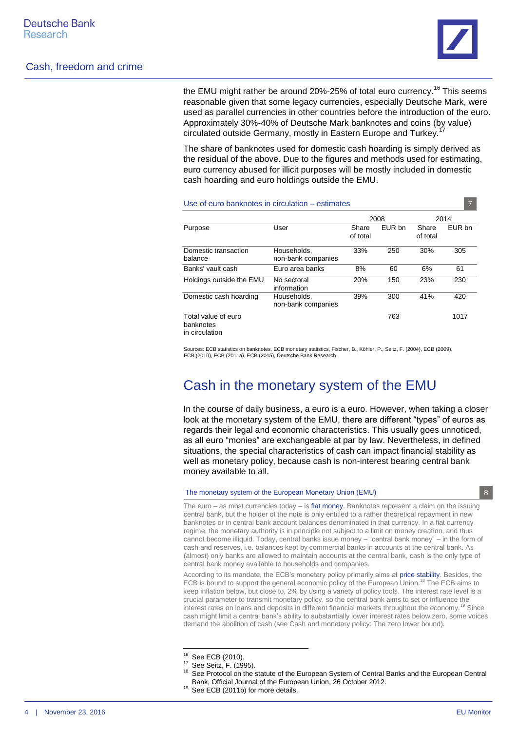the EMU might rather be around 20%-25% of total euro currency.[16] This seems reasonable given that some legacy currencies, especially Deutsche Mark, were used as parallel currencies in other countries before the introduction of the euro. Approximately 30%-40% of Deutsche Mark banknotes and coins (by value) circulated outside Germany, mostly in Eastern Europe and Turkey.[17]

The share of banknotes used for domestic cash hoarding is simply derived as the residual of the above. Due to the figures and methods used for estimating, euro currency abused for illicit purposes will be mostly included in domestic cash hoarding and euro holdings outside the EMU.

Use of euro banknotes in circulation – estimates 7

| | | 2008 | | 2014 | |
|---|---|---|---|---|---|
| Purpose | User | Share of total | EUR bn | Share of total | EUR bn |
| Domestic transaction balance | Households, non-bank companies | 33% | 250 | 30% | 305 |
| Banks' vault cash | Euro area banks | 8% | 60 | 6% | 61 |
| Holdings outside the EMU | No sectoral information | 20% | 150 | 23% | 230 |
| Domestic cash hoarding | Households, non-bank companies | 39% | 300 | 41% | 420 |
| Total value of euro banknotes in circulation | | | 763 | | 1017 |

Sources: ECB statistics on banknotes, ECB monetary statistics, Fischer, B., Köhler, P., Seitz, F. (2004), ECB (2009), ECB (2010), ECB (2011a), ECB (2015), Deutsche Bank Research

## Cash in the monetary system of the EMU

In the course of daily business, a euro is a euro. However, when taking a closer look at the monetary system of the EMU, there are different "types" of euros as regards their legal and economic characteristics. This usually goes unnoticed, as all euro "monies" are exchangeable at par by law. Nevertheless, in defined situations, the special characteristics of cash can impact financial stability as well as monetary policy, because cash is non-interest bearing central bank money available to all.

The monetary system of the European Monetary Union (EMU) 8

The euro – as most currencies today – is fiat money. Banknotes represent a claim on the issuing central bank, but the holder of the note is only entitled to a rather theoretical repayment in new banknotes or in central bank account balances denominated in that currency. In a fiat currency regime, the monetary authority is in principle not subject to a limit on money creation, and thus cannot become illiquid. Today, central banks issue money – "central bank money" – in the form of cash and reserves, i.e. balances kept by commercial banks in accounts at the central bank. As (almost) only banks are allowed to maintain accounts at the central bank, cash is the only type of central bank money available to households and companies.

According to its mandate, the ECB's monetary policy primarily aims at price stability. Besides, the ECB is bound to support the general economic policy of the European Union.[18] The ECB aims to keep inflation below, but close to, 2% by using a variety of policy tools. The interest rate level is a crucial parameter to transmit monetary policy, so the central bank aims to set or influence the interest rates on loans and deposits in different financial markets throughout the economy.[19] Since cash might limit a central bank's ability to substantially lower interest rates below zero, some voices demand the abolition of cash (see Cash and monetary policy: The zero lower bound).

---

[16] See ECB (2010).
[17] See Seitz, F. (1995).
[18] See Protocol on the statute of the European System of Central Banks and the European Central Bank, Official Journal of the European Union, 26 October 2012.
[19] See ECB (2011b) for more details.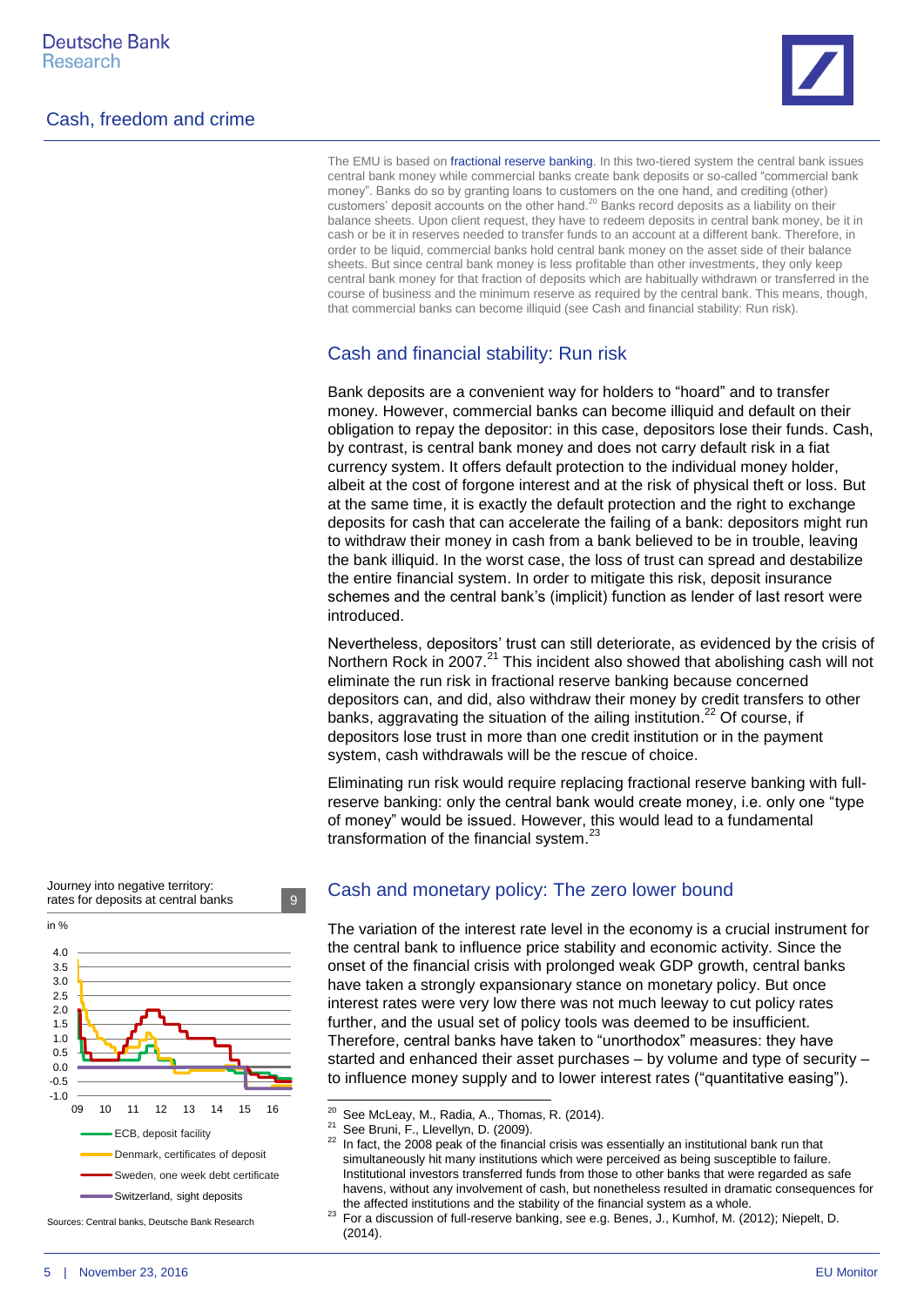The EMU is based on fractional reserve banking. In this two-tiered system the central bank issues central bank money while commercial banks create bank deposits or so-called "commercial bank money". Banks do so by granting loans to customers on the one hand, and crediting (other) customers' deposit accounts on the other hand.[20] Banks record deposits as a liability on their balance sheets. Upon client request, they have to redeem deposits in central bank money, be it in cash or be it in reserves needed to transfer funds to an account at a different bank. Therefore, in order to be liquid, commercial banks hold central bank money on the asset side of their balance sheets. But since central bank money is less profitable than other investments, they only keep central bank money for that fraction of deposits which are habitually withdrawn or transferred in the course of business and the minimum reserve as required by the central bank. This means, though, that commercial banks can become illiquid (see Cash and financial stability: Run risk).

## Cash and financial stability: Run risk

Bank deposits are a convenient way for holders to "hoard" and to transfer money. However, commercial banks can become illiquid and default on their obligation to repay the depositor: in this case, depositors lose their funds. Cash, by contrast, is central bank money and does not carry default risk in a fiat currency system. It offers default protection to the individual money holder, albeit at the cost of forgone interest and at the risk of physical theft or loss. But at the same time, it is exactly the default protection and the right to exchange deposits for cash that can accelerate the failing of a bank: depositors might run to withdraw their money in cash from a bank believed to be in trouble, leaving the bank illiquid. In the worst case, the loss of trust can spread and destabilize the entire financial system. In order to mitigate this risk, deposit insurance schemes and the central bank's (implicit) function as lender of last resort were introduced.

Nevertheless, depositors' trust can still deteriorate, as evidenced by the crisis of Northern Rock in 2007.[21] This incident also showed that abolishing cash will not eliminate the run risk in fractional reserve banking because concerned depositors can, and did, also withdraw their money by credit transfers to other banks, aggravating the situation of the ailing institution.[22] Of course, if depositors lose trust in more than one credit institution or in the payment system, cash withdrawals will be the rescue of choice.

Eliminating run risk would require replacing fractional reserve banking with full-reserve banking: only the central bank would create money, i.e. only one "type of money" would be issued. However, this would lead to a fundamental transformation of the financial system.[23]

**Journey into negative territory: rates for deposits at central banks** (9)

in %

Legend: ECB, deposit facility; Denmark, certificates of deposit; Sweden, one week debt certificate; Switzerland, sight deposits

Sources: Central banks, Deutsche Bank Research

## Cash and monetary policy: The zero lower bound

The variation of the interest rate level in the economy is a crucial instrument for the central bank to influence price stability and economic activity. Since the onset of the financial crisis with prolonged weak GDP growth, central banks have taken a strongly expansionary stance on monetary policy. But once interest rates were very low there was not much leeway to cut policy rates further, and the usual set of policy tools was deemed to be insufficient. Therefore, central banks have taken to "unorthodox" measures: they have started and enhanced their asset purchases – by volume and type of security – to influence money supply and to lower interest rates ("quantitative easing").

[20] See McLeay, M., Radia, A., Thomas, R. (2014).

[21] See Bruni, F., Llevellyn, D. (2009).

[22] In fact, the 2008 peak of the financial crisis was essentially an institutional bank run that simultaneously hit many institutions which were perceived as being susceptible to failure. Institutional investors transferred funds from those to other banks that were regarded as safe havens, without any involvement of cash, but nonetheless resulted in dramatic consequences for the affected institutions and the stability of the financial system as a whole.

[23] For a discussion of full-reserve banking, see e.g. Benes, J., Kumhof, M. (2012); Niepelt, D. (2014).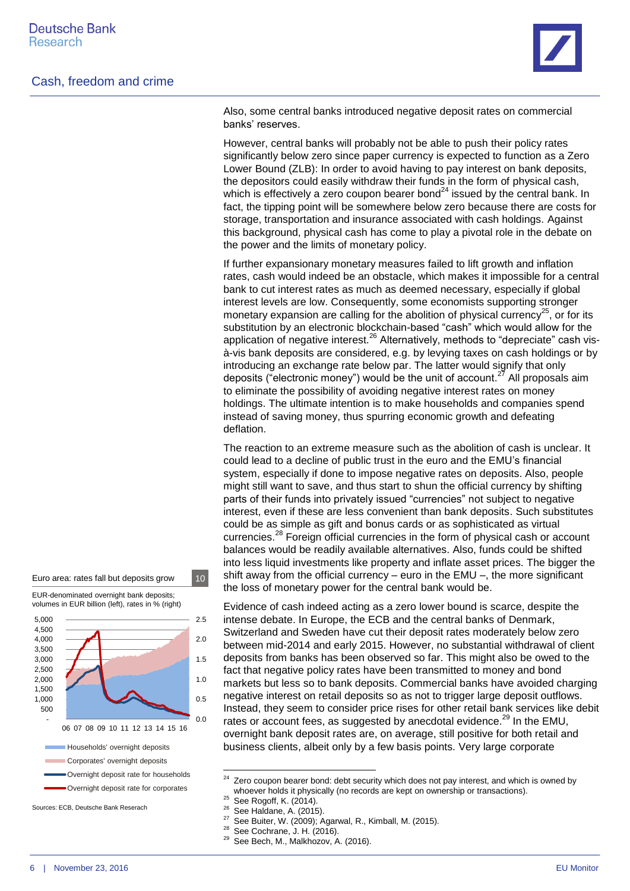Also, some central banks introduced negative deposit rates on commercial banks' reserves.

However, central banks will probably not be able to push their policy rates significantly below zero since paper currency is expected to function as a Zero Lower Bound (ZLB): In order to avoid having to pay interest on bank deposits, the depositors could easily withdraw their funds in the form of physical cash, which is effectively a zero coupon bearer bond[24] issued by the central bank. In fact, the tipping point will be somewhere below zero because there are costs for storage, transportation and insurance associated with cash holdings. Against this background, physical cash has come to play a pivotal role in the debate on the power and the limits of monetary policy.

If further expansionary monetary measures failed to lift growth and inflation rates, cash would indeed be an obstacle, which makes it impossible for a central bank to cut interest rates as much as deemed necessary, especially if global interest levels are low. Consequently, some economists supporting stronger monetary expansion are calling for the abolition of physical currency[25], or for its substitution by an electronic blockchain-based "cash" which would allow for the application of negative interest.[26] Alternatively, methods to "depreciate" cash vis-à-vis bank deposits are considered, e.g. by levying taxes on cash holdings or by introducing an exchange rate below par. The latter would signify that only deposits ("electronic money") would be the unit of account.[27] All proposals aim to eliminate the possibility of avoiding negative interest rates on money holdings. The ultimate intention is to make households and companies spend instead of saving money, thus spurring economic growth and defeating deflation.

The reaction to an extreme measure such as the abolition of cash is unclear. It could lead to a decline of public trust in the euro and the EMU's financial system, especially if done to impose negative rates on deposits. Also, people might still want to save, and thus start to shun the official currency by shifting parts of their funds into privately issued "currencies" not subject to negative interest, even if these are less convenient than bank deposits. Such substitutes could be as simple as gift and bonus cards or as sophisticated as virtual currencies.[28] Foreign official currencies in the form of physical cash or account balances would be readily available alternatives. Also, funds could be shifted into less liquid investments like property and inflate asset prices. The bigger the shift away from the official currency – euro in the EMU –, the more significant the loss of monetary power for the central bank would be.

Euro area: rates fall but deposits grow — 10

EUR-denominated overnight bank deposits; volumes in EUR billion (left), rates in % (right)

Households' overnight deposits
Corporates' overnight deposits
Overnight deposit rate for households
Overnight deposit rate for corporates

Sources: ECB, Deutsche Bank Reserach

Evidence of cash indeed acting as a zero lower bound is scarce, despite the intense debate. In Europe, the ECB and the central banks of Denmark, Switzerland and Sweden have cut their deposit rates moderately below zero between mid-2014 and early 2015. However, no substantial withdrawal of client deposits from banks has been observed so far. This might also be owed to the fact that negative policy rates have been transmitted to money and bond markets but less so to bank deposits. Commercial banks have avoided charging negative interest on retail deposits so as not to trigger large deposit outflows. Instead, they seem to consider price rises for other retail bank services like debit rates or account fees, as suggested by anecdotal evidence.[29] In the EMU, overnight bank deposit rates are, on average, still positive for both retail and business clients, albeit only by a few basis points. Very large corporate

---

[24] Zero coupon bearer bond: debt security which does not pay interest, and which is owned by whoever holds it physically (no records are kept on ownership or transactions).

[25] See Rogoff, K. (2014).

[26] See Haldane, A. (2015).

[27] See Buiter, W. (2009); Agarwal, R., Kimball, M. (2015).

[28] See Cochrane, J. H. (2016).

[29] See Bech, M., Malkhozov, A. (2016).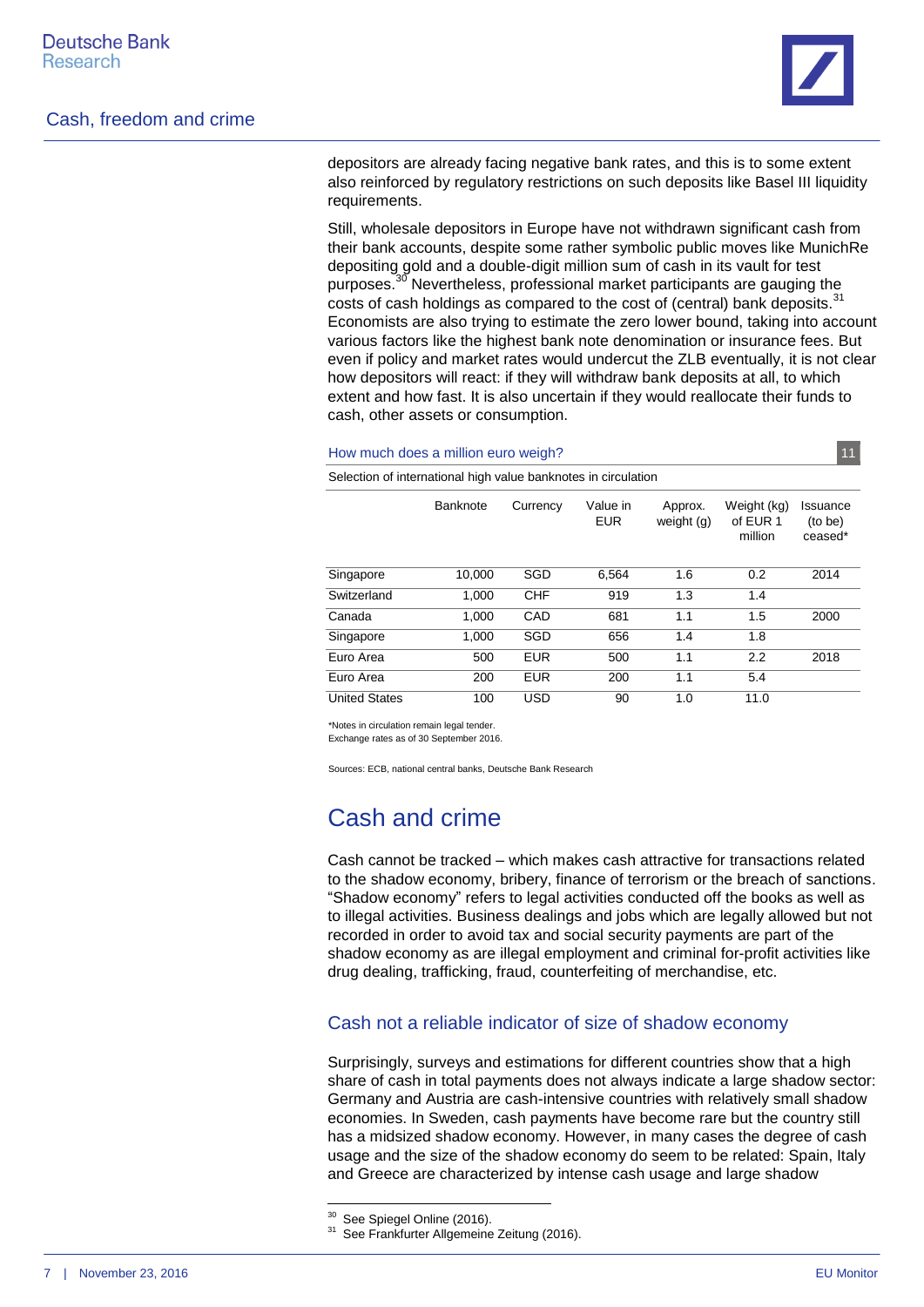depositors are already facing negative bank rates, and this is to some extent also reinforced by regulatory restrictions on such deposits like Basel III liquidity requirements.

Still, wholesale depositors in Europe have not withdrawn significant cash from their bank accounts, despite some rather symbolic public moves like MunichRe depositing gold and a double-digit million sum of cash in its vault for test purposes.[30] Nevertheless, professional market participants are gauging the costs of cash holdings as compared to the cost of (central) bank deposits.[31] Economists are also trying to estimate the zero lower bound, taking into account various factors like the highest bank note denomination or insurance fees. But even if policy and market rates would undercut the ZLB eventually, it is not clear how depositors will react: if they will withdraw bank deposits at all, to which extent and how fast. It is also uncertain if they would reallocate their funds to cash, other assets or consumption.

How much does a million euro weigh? 11

Selection of international high value banknotes in circulation

| | Banknote | Currency | Value in EUR | Approx. weight (g) | Weight (kg) of EUR 1 million | Issuance (to be) ceased* |
|---|---|---|---|---|---|---|
| Singapore | 10,000 | SGD | 6,564 | 1.6 | 0.2 | 2014 |
| Switzerland | 1,000 | CHF | 919 | 1.3 | 1.4 | |
| Canada | 1,000 | CAD | 681 | 1.1 | 1.5 | 2000 |
| Singapore | 1,000 | SGD | 656 | 1.4 | 1.8 | |
| Euro Area | 500 | EUR | 500 | 1.1 | 2.2 | 2018 |
| Euro Area | 200 | EUR | 200 | 1.1 | 5.4 | |
| United States | 100 | USD | 90 | 1.0 | 11.0 | |

*Notes in circulation remain legal tender.
Exchange rates as of 30 September 2016.

Sources: ECB, national central banks, Deutsche Bank Research

## Cash and crime

Cash cannot be tracked – which makes cash attractive for transactions related to the shadow economy, bribery, finance of terrorism or the breach of sanctions. "Shadow economy" refers to legal activities conducted off the books as well as to illegal activities. Business dealings and jobs which are legally allowed but not recorded in order to avoid tax and social security payments are part of the shadow economy as are illegal employment and criminal for-profit activities like drug dealing, trafficking, fraud, counterfeiting of merchandise, etc.

### Cash not a reliable indicator of size of shadow economy

Surprisingly, surveys and estimations for different countries show that a high share of cash in total payments does not always indicate a large shadow sector: Germany and Austria are cash-intensive countries with relatively small shadow economies. In Sweden, cash payments have become rare but the country still has a midsized shadow economy. However, in many cases the degree of cash usage and the size of the shadow economy do seem to be related: Spain, Italy and Greece are characterized by intense cash usage and large shadow

[30] See Spiegel Online (2016).
[31] See Frankfurter Allgemeine Zeitung (2016).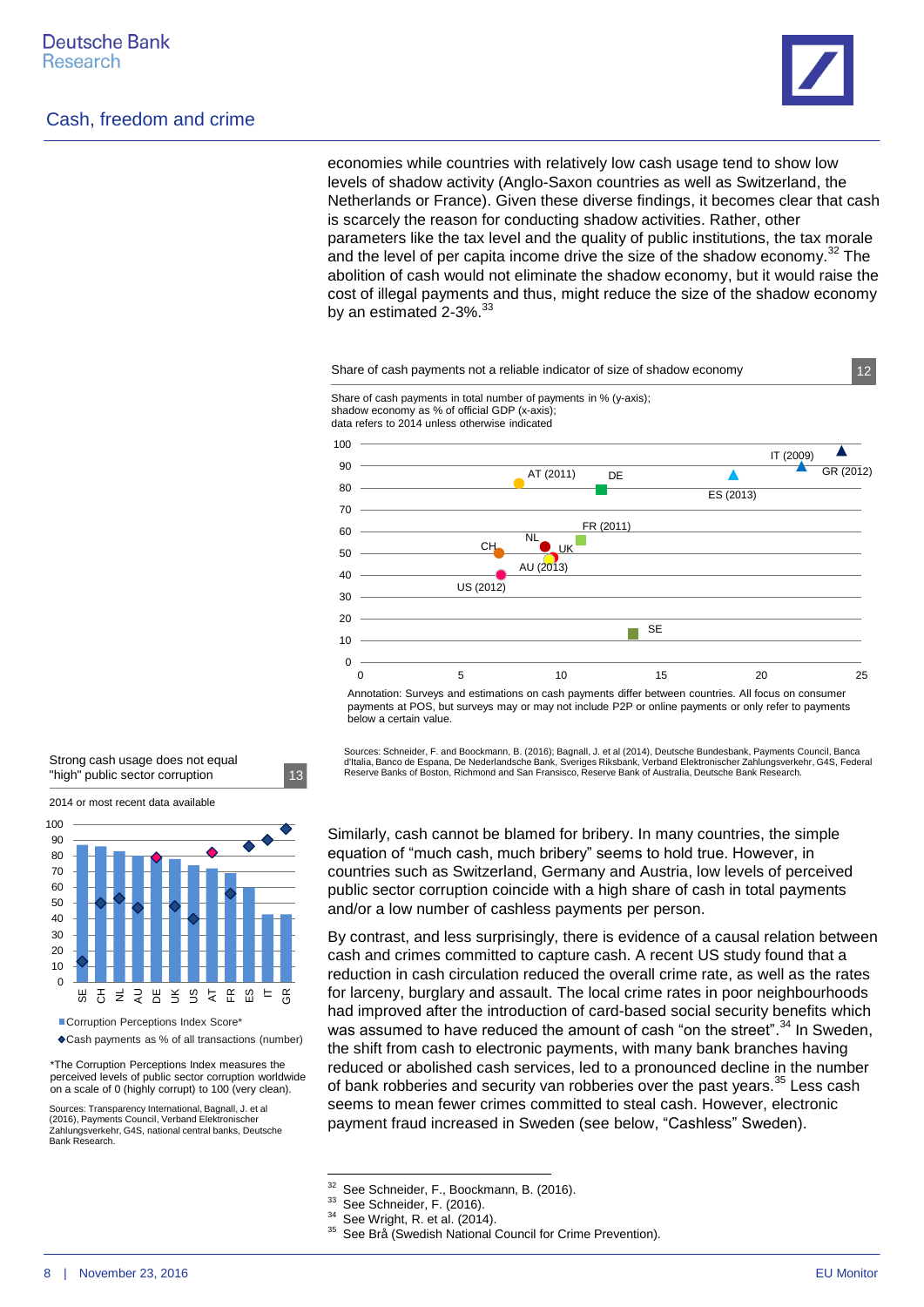economies while countries with relatively low cash usage tend to show low levels of shadow activity (Anglo-Saxon countries as well as Switzerland, the Netherlands or France). Given these diverse findings, it becomes clear that cash is scarcely the reason for conducting shadow activities. Rather, other parameters like the tax level and the quality of public institutions, the tax morale and the level of per capita income drive the size of the shadow economy.[32] The abolition of cash would not eliminate the shadow economy, but it would raise the cost of illegal payments and thus, might reduce the size of the shadow economy by an estimated 2-3%.[33]

**Share of cash payments not a reliable indicator of size of shadow economy** — 12

Share of cash payments in total number of payments in % (y-axis); shadow economy as % of official GDP (x-axis); data refers to 2014 unless otherwise indicated

Data points: AT (2011), DE, IT (2009), GR (2012), ES (2013), FR (2011), CH, NL, UK, AU (2013), US (2012), SE

Annotation: Surveys and estimations on cash payments differ between countries. All focus on consumer payments at POS, but surveys may or may not include P2P or online payments or only refer to payments below a certain value.

Sources: Schneider, F. and Boockmann, B. (2016); Bagnall, J. et al (2014), Deutsche Bundesbank, Payments Council, Banca d'Italia, Banco de Espana, De Nederlandsche Bank, Sveriges Riksbank, Verband Elektronischer Zahlungsverkehr, G4S, Federal Reserve Banks of Boston, Richmond and San Fransisco, Reserve Bank of Australia, Deutsche Bank Research.

**Strong cash usage does not equal "high" public sector corruption** — 13

2014 or most recent data available

Countries: SE, CH, NL, AU, DE, UK, US, AT, FR, ES, IT, GR

■ Corruption Perceptions Index Score*
◆ Cash payments as % of all transactions (number)

*The Corruption Perceptions Index measures the perceived levels of public sector corruption worldwide on a scale of 0 (highly corrupt) to 100 (very clean).

Sources: Transparency International, Bagnall, J. et al (2016), Payments Council, Verband Elektronischer Zahlungsverkehr, G4S, national central banks, Deutsche Bank Research.

Similarly, cash cannot be blamed for bribery. In many countries, the simple equation of "much cash, much bribery" seems to hold true. However, in countries such as Switzerland, Germany and Austria, low levels of perceived public sector corruption coincide with a high share of cash in total payments and/or a low number of cashless payments per person.

By contrast, and less surprisingly, there is evidence of a causal relation between cash and crimes committed to capture cash. A recent US study found that a reduction in cash circulation reduced the overall crime rate, as well as the rates for larceny, burglary and assault. The local crime rates in poor neighbourhoods had improved after the introduction of card-based social security benefits which was assumed to have reduced the amount of cash "on the street".[34] In Sweden, the shift from cash to electronic payments, with many bank branches having reduced or abolished cash services, led to a pronounced decline in the number of bank robberies and security van robberies over the past years.[35] Less cash seems to mean fewer crimes committed to steal cash. However, electronic payment fraud increased in Sweden (see below, "Cashless" Sweden).

---

[32] See Schneider, F., Boockmann, B. (2016).
[33] See Schneider, F. (2016).
[34] See Wright, R. et al. (2014).
[35] See Brå (Swedish National Council for Crime Prevention).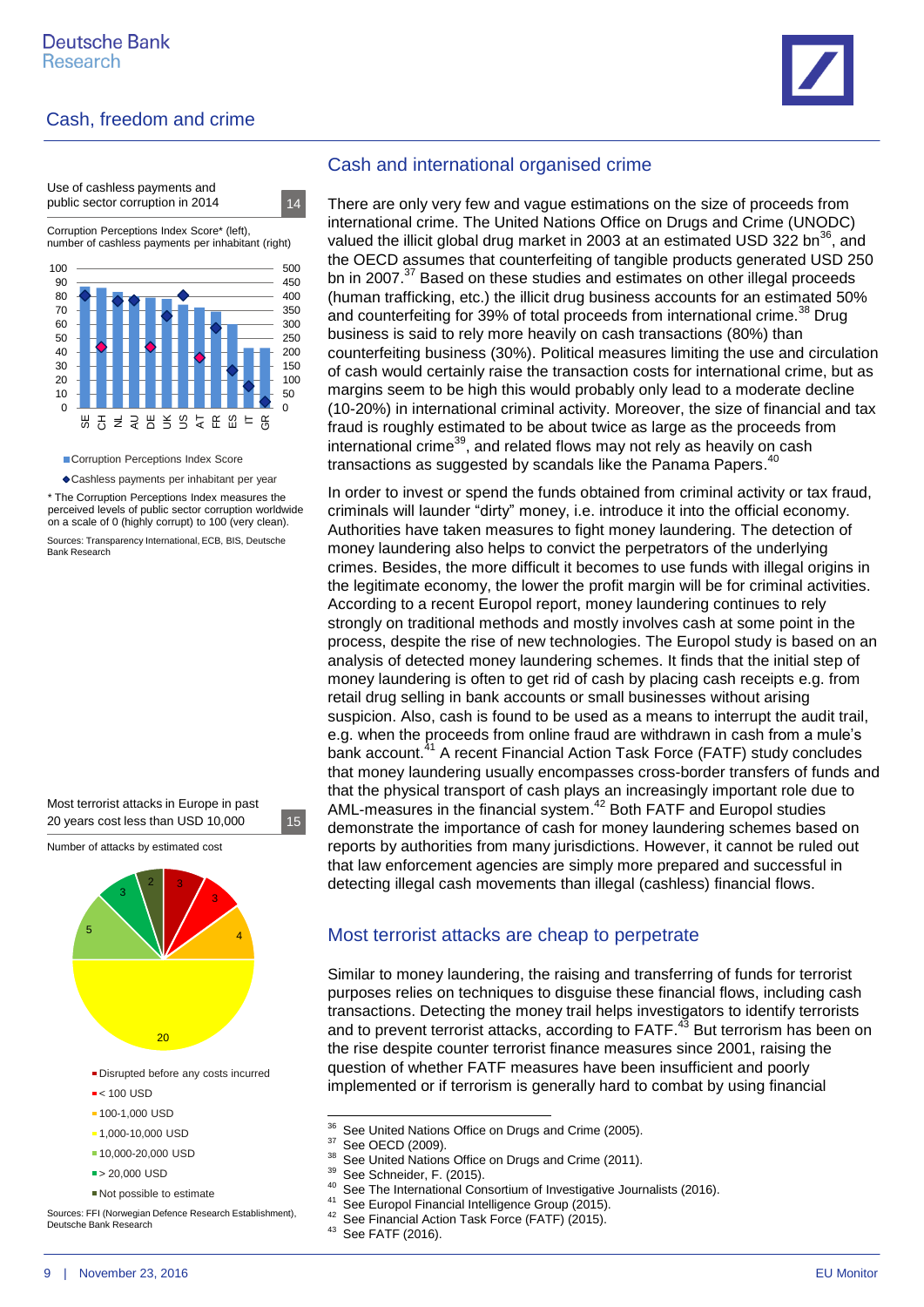Use of cashless payments and public sector corruption in 2014 — 14

Corruption Perceptions Index Score* (left), number of cashless payments per inhabitant (right)

■ Corruption Perceptions Index Score

◆ Cashless payments per inhabitant per year

\* The Corruption Perceptions Index measures the perceived levels of public sector corruption worldwide on a scale of 0 (highly corrupt) to 100 (very clean).

Sources: Transparency International, ECB, BIS, Deutsche Bank Research

Most terrorist attacks in Europe in past 20 years cost less than USD 10,000 — 15

Number of attacks by estimated cost

- Disrupted before any costs incurred
- < 100 USD
- 100-1,000 USD
- 1,000-10,000 USD
- 10,000-20,000 USD
- > 20,000 USD
- Not possible to estimate

Sources: FFI (Norwegian Defence Research Establishment), Deutsche Bank Research

## Cash and international organised crime

There are only very few and vague estimations on the size of proceeds from international crime. The United Nations Office on Drugs and Crime (UNODC) valued the illicit global drug market in 2003 at an estimated USD 322 bn[36], and the OECD assumes that counterfeiting of tangible products generated USD 250 bn in 2007.[37] Based on these studies and estimates on other illegal proceeds (human trafficking, etc.) the illicit drug business accounts for an estimated 50% and counterfeiting for 39% of total proceeds from international crime.[38] Drug business is said to rely more heavily on cash transactions (80%) than counterfeiting business (30%). Political measures limiting the use and circulation of cash would certainly raise the transaction costs for international crime, but as margins seem to be high this would probably only lead to a moderate decline (10-20%) in international criminal activity. Moreover, the size of financial and tax fraud is roughly estimated to be about twice as large as the proceeds from international crime[39], and related flows may not rely as heavily on cash transactions as suggested by scandals like the Panama Papers.[40]

In order to invest or spend the funds obtained from criminal activity or tax fraud, criminals will launder "dirty" money, i.e. introduce it into the official economy. Authorities have taken measures to fight money laundering. The detection of money laundering also helps to convict the perpetrators of the underlying crimes. Besides, the more difficult it becomes to use funds with illegal origins in the legitimate economy, the lower the profit margin will be for criminal activities. According to a recent Europol report, money laundering continues to rely strongly on traditional methods and mostly involves cash at some point in the process, despite the rise of new technologies. The Europol study is based on an analysis of detected money laundering schemes. It finds that the initial step of money laundering is often to get rid of cash by placing cash receipts e.g. from retail drug selling in bank accounts or small businesses without arising suspicion. Also, cash is found to be used as a means to interrupt the audit trail, e.g. when the proceeds from online fraud are withdrawn in cash from a mule's bank account.[41] A recent Financial Action Task Force (FATF) study concludes that money laundering usually encompasses cross-border transfers of funds and that the physical transport of cash plays an increasingly important role due to AML-measures in the financial system.[42] Both FATF and Europol studies demonstrate the importance of cash for money laundering schemes based on reports by authorities from many jurisdictions. However, it cannot be ruled out that law enforcement agencies are simply more prepared and successful in detecting illegal cash movements than illegal (cashless) financial flows.

## Most terrorist attacks are cheap to perpetrate

Similar to money laundering, the raising and transferring of funds for terrorist purposes relies on techniques to disguise these financial flows, including cash transactions. Detecting the money trail helps investigators to identify terrorists and to prevent terrorist attacks, according to FATF.[43] But terrorism has been on the rise despite counter terrorist finance measures since 2001, raising the question of whether FATF measures have been insufficient and poorly implemented or if terrorism is generally hard to combat by using financial

---

[36] See United Nations Office on Drugs and Crime (2005).
[37] See OECD (2009).
[38] See United Nations Office on Drugs and Crime (2011).
[39] See Schneider, F. (2015).
[40] See The International Consortium of Investigative Journalists (2016).
[41] See Europol Financial Intelligence Group (2015).
[42] See Financial Action Task Force (FATF) (2015).
[43] See FATF (2016).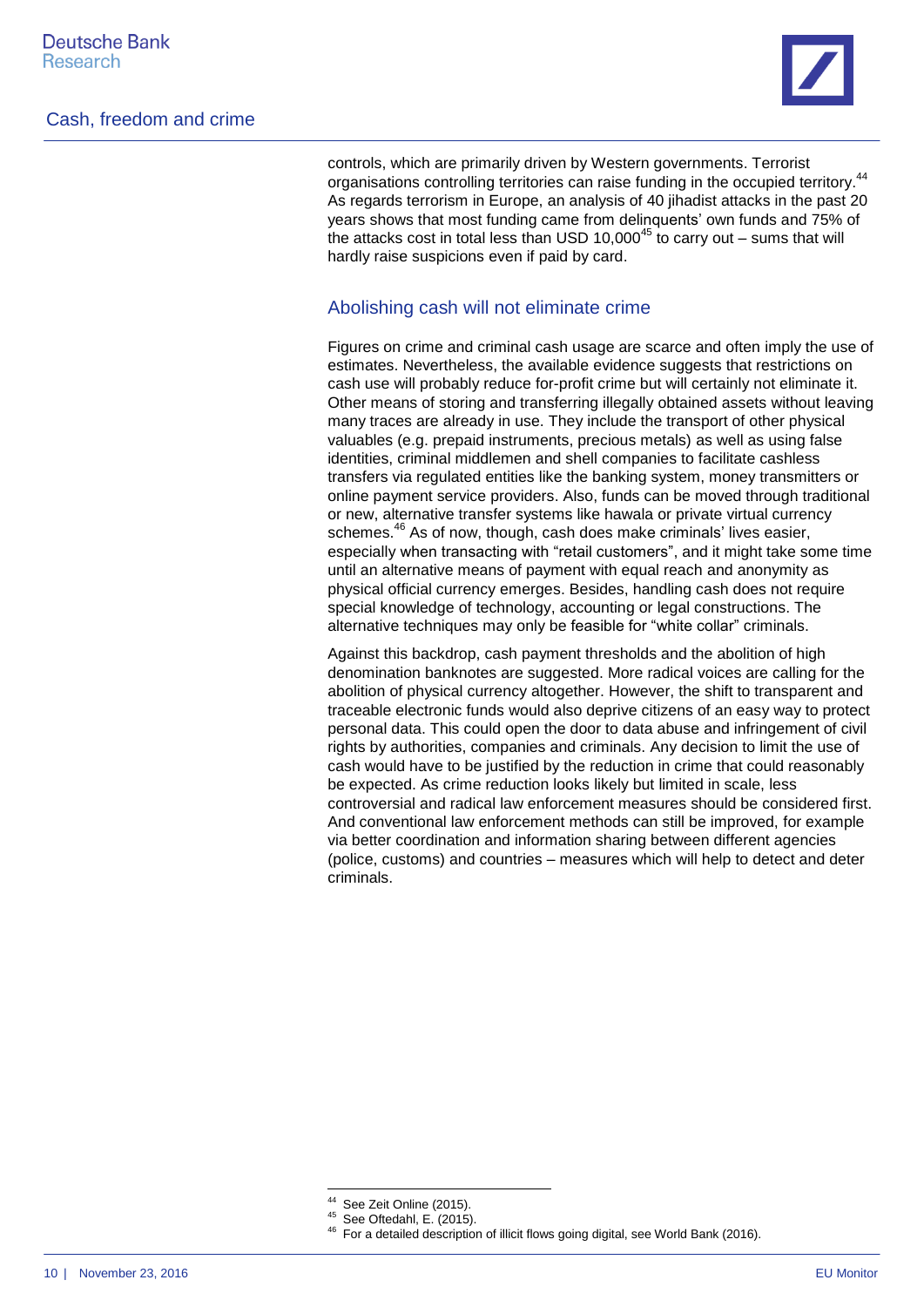controls, which are primarily driven by Western governments. Terrorist organisations controlling territories can raise funding in the occupied territory.[44] As regards terrorism in Europe, an analysis of 40 jihadist attacks in the past 20 years shows that most funding came from delinquents' own funds and 75% of the attacks cost in total less than USD 10,000[45] to carry out – sums that will hardly raise suspicions even if paid by card.

## Abolishing cash will not eliminate crime

Figures on crime and criminal cash usage are scarce and often imply the use of estimates. Nevertheless, the available evidence suggests that restrictions on cash use will probably reduce for-profit crime but will certainly not eliminate it. Other means of storing and transferring illegally obtained assets without leaving many traces are already in use. They include the transport of other physical valuables (e.g. prepaid instruments, precious metals) as well as using false identities, criminal middlemen and shell companies to facilitate cashless transfers via regulated entities like the banking system, money transmitters or online payment service providers. Also, funds can be moved through traditional or new, alternative transfer systems like hawala or private virtual currency schemes.[46] As of now, though, cash does make criminals' lives easier, especially when transacting with "retail customers", and it might take some time until an alternative means of payment with equal reach and anonymity as physical official currency emerges. Besides, handling cash does not require special knowledge of technology, accounting or legal constructions. The alternative techniques may only be feasible for "white collar" criminals.

Against this backdrop, cash payment thresholds and the abolition of high denomination banknotes are suggested. More radical voices are calling for the abolition of physical currency altogether. However, the shift to transparent and traceable electronic funds would also deprive citizens of an easy way to protect personal data. This could open the door to data abuse and infringement of civil rights by authorities, companies and criminals. Any decision to limit the use of cash would have to be justified by the reduction in crime that could reasonably be expected. As crime reduction looks likely but limited in scale, less controversial and radical law enforcement measures should be considered first. And conventional law enforcement methods can still be improved, for example via better coordination and information sharing between different agencies (police, customs) and countries – measures which will help to detect and deter criminals.

---

[44] See Zeit Online (2015).

[45] See Oftedahl, E. (2015).

[46] For a detailed description of illicit flows going digital, see World Bank (2016).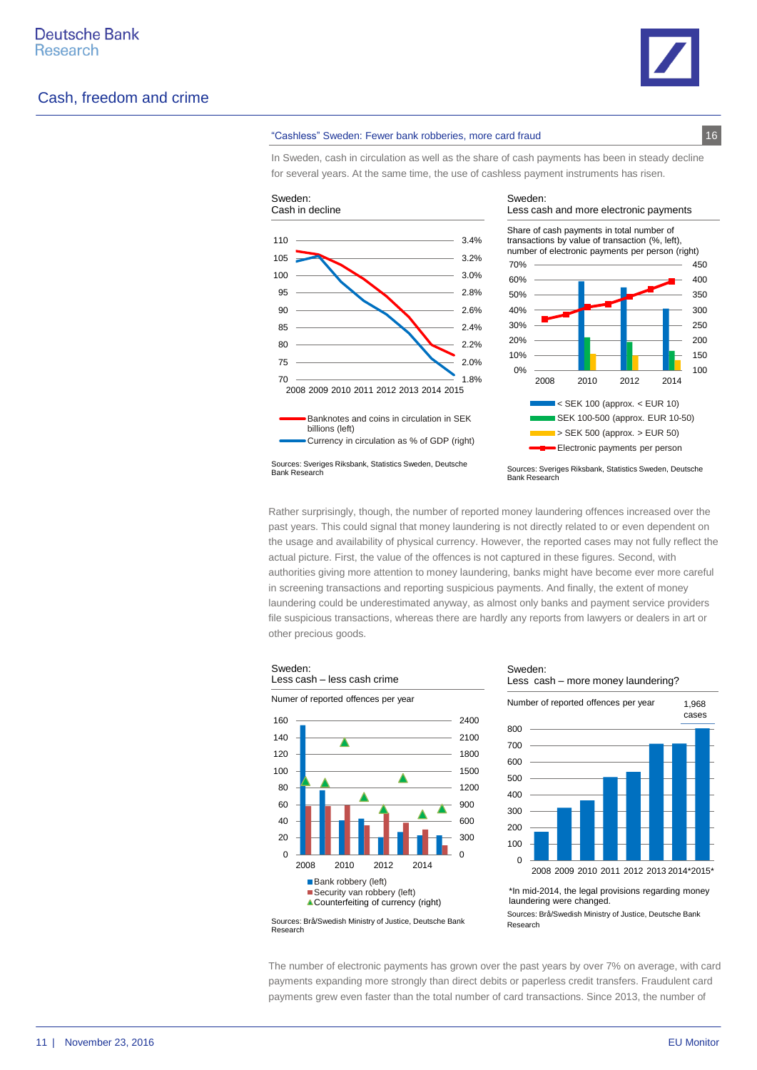## "Cashless" Sweden: Fewer bank robberies, more card fraud

16

In Sweden, cash in circulation as well as the share of cash payments has been in steady decline for several years. At the same time, the use of cashless payment instruments has risen.

Sweden:
Cash in decline

Banknotes and coins in circulation in SEK billions (left)
Currency in circulation as % of GDP (right)

Sources: Sveriges Riksbank, Statistics Sweden, Deutsche Bank Research

Sweden:
Less cash and more electronic payments

Share of cash payments in total number of transactions by value of transaction (%, left), number of electronic payments per person (right)

< SEK 100 (approx. < EUR 10)
SEK 100-500 (approx. EUR 10-50)
> SEK 500 (approx. > EUR 50)
Electronic payments per person

Sources: Sveriges Riksbank, Statistics Sweden, Deutsche Bank Research

Rather surprisingly, though, the number of reported money laundering offences increased over the past years. This could signal that money laundering is not directly related to or even dependent on the usage and availability of physical currency. However, the reported cases may not fully reflect the actual picture. First, the value of the offences is not captured in these figures. Second, with authorities giving more attention to money laundering, banks might have become ever more careful in screening transactions and reporting suspicious payments. And finally, the extent of money laundering could be underestimated anyway, as almost only banks and payment service providers file suspicious transactions, whereas there are hardly any reports from lawyers or dealers in art or other precious goods.

Sweden:
Less cash – less cash crime

Numer of reported offences per year

Bank robbery (left)
Security van robbery (left)
Counterfeiting of currency (right)

Sources: Brå/Swedish Ministry of Justice, Deutsche Bank Research

Sweden:
Less cash – more money laundering?

Number of reported offences per year

1,968 cases

*In mid-2014, the legal provisions regarding money laundering were changed.

Sources: Brå/Swedish Ministry of Justice, Deutsche Bank Research

The number of electronic payments has grown over the past years by over 7% on average, with card payments expanding more strongly than direct debits or paperless credit transfers. Fraudulent card payments grew even faster than the total number of card transactions. Since 2013, the number of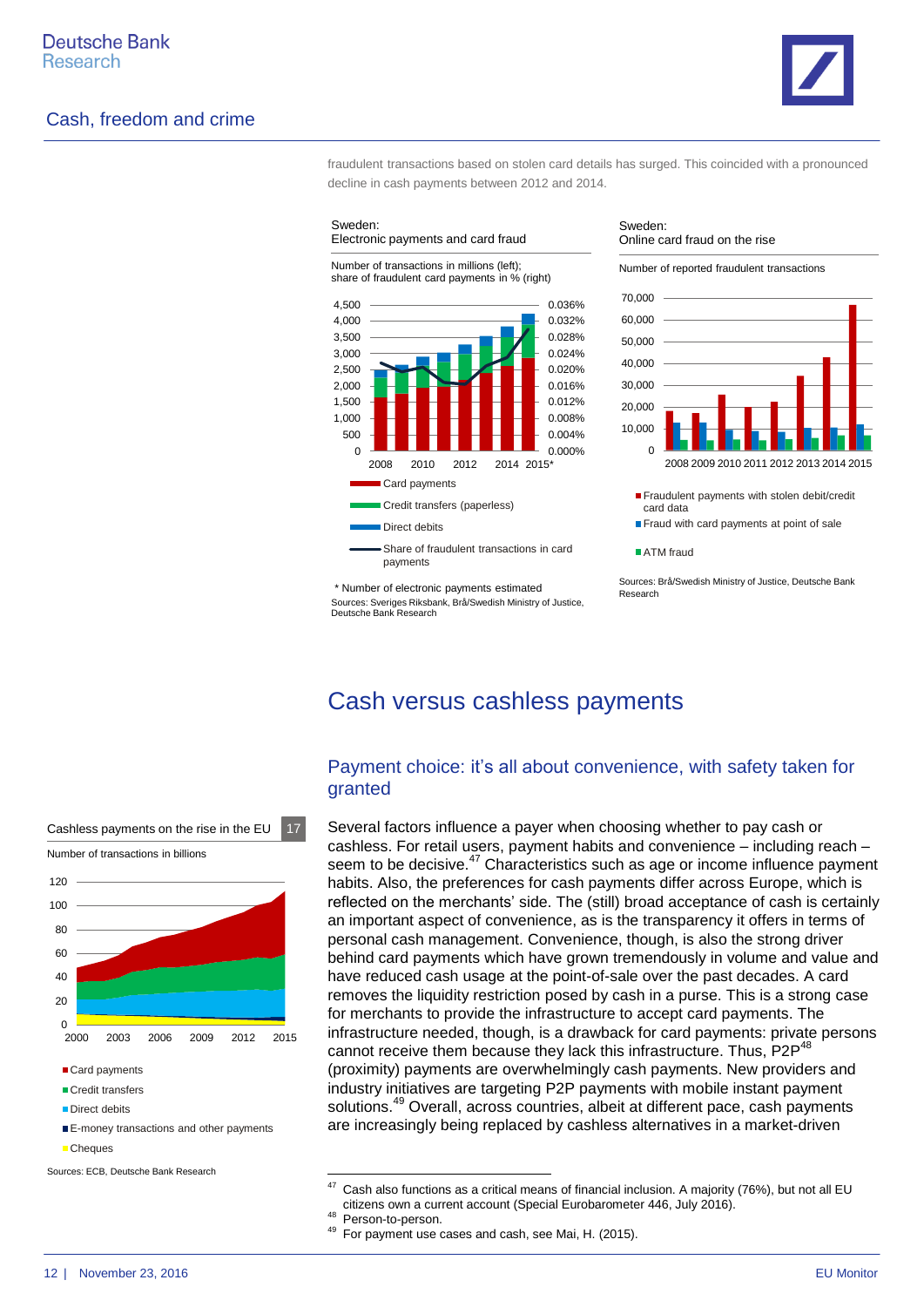fraudulent transactions based on stolen card details has surged. This coincided with a pronounced decline in cash payments between 2012 and 2014.

Sweden:
Electronic payments and card fraud

Number of transactions in millions (left); share of fraudulent card payments in % (right)

- Card payments
- Credit transfers (paperless)
- Direct debits
- Share of fraudulent transactions in card payments

\* Number of electronic payments estimated
Sources: Sveriges Riksbank, Brå/Swedish Ministry of Justice, Deutsche Bank Research

Sweden:
Online card fraud on the rise

Number of reported fraudulent transactions

- Fraudulent payments with stolen debit/credit card data
- Fraud with card payments at point of sale
- ATM fraud

Sources: Brå/Swedish Ministry of Justice, Deutsche Bank Research

# Cash versus cashless payments

## Payment choice: it's all about convenience, with safety taken for granted

Several factors influence a payer when choosing whether to pay cash or cashless. For retail users, payment habits and convenience – including reach – seem to be decisive.[47] Characteristics such as age or income influence payment habits. Also, the preferences for cash payments differ across Europe, which is reflected on the merchants' side. The (still) broad acceptance of cash is certainly an important aspect of convenience, as is the transparency it offers in terms of personal cash management. Convenience, though, is also the strong driver behind card payments which have grown tremendously in volume and value and have reduced cash usage at the point-of-sale over the past decades. A card removes the liquidity restriction posed by cash in a purse. This is a strong case for merchants to provide the infrastructure to accept card payments. The infrastructure needed, though, is a drawback for card payments: private persons cannot receive them because they lack this infrastructure. Thus, P2P[48] (proximity) payments are overwhelmingly cash payments. New providers and industry initiatives are targeting P2P payments with mobile instant payment solutions.[49] Overall, across countries, albeit at different pace, cash payments are increasingly being replaced by cashless alternatives in a market-driven

Cashless payments on the rise in the EU 17

Number of transactions in billions

- Card payments
- Credit transfers
- Direct debits
- E-money transactions and other payments
- Cheques

Sources: ECB, Deutsche Bank Research

[47] Cash also functions as a critical means of financial inclusion. A majority (76%), but not all EU citizens own a current account (Special Eurobarometer 446, July 2016).

[48] Person-to-person.

[49] For payment use cases and cash, see Mai, H. (2015).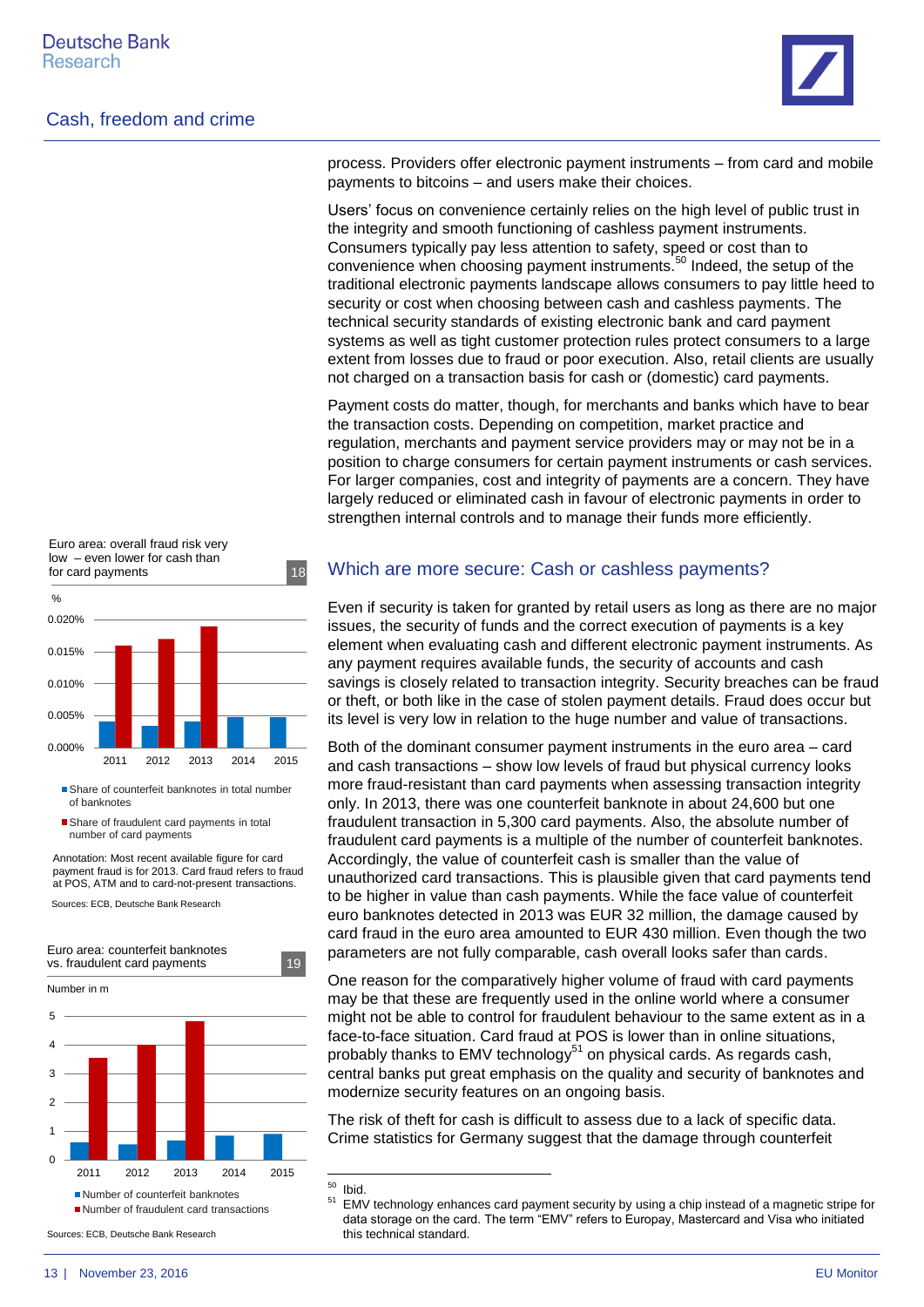process. Providers offer electronic payment instruments – from card and mobile payments to bitcoins – and users make their choices.

Users' focus on convenience certainly relies on the high level of public trust in the integrity and smooth functioning of cashless payment instruments. Consumers typically pay less attention to safety, speed or cost than to convenience when choosing payment instruments.[50] Indeed, the setup of the traditional electronic payments landscape allows consumers to pay little heed to security or cost when choosing between cash and cashless payments. The technical security standards of existing electronic bank and card payment systems as well as tight customer protection rules protect consumers to a large extent from losses due to fraud or poor execution. Also, retail clients are usually not charged on a transaction basis for cash or (domestic) card payments.

Payment costs do matter, though, for merchants and banks which have to bear the transaction costs. Depending on competition, market practice and regulation, merchants and payment service providers may or may not be in a position to charge consumers for certain payment instruments or cash services. For larger companies, cost and integrity of payments are a concern. They have largely reduced or eliminated cash in favour of electronic payments in order to strengthen internal controls and to manage their funds more efficiently.

Euro area: overall fraud risk very low – even lower for cash than for card payments (18)

%

| | 2011 | 2012 | 2013 | 2014 | 2015 |
|---|---|---|---|---|---|
| Share of counterfeit banknotes in total number of banknotes | | | | | |
| Share of fraudulent card payments in total number of card payments | | | | | |

Annotation: Most recent available figure for card payment fraud is for 2013. Card fraud refers to fraud at POS, ATM and to card-not-present transactions.

Sources: ECB, Deutsche Bank Research

Euro area: counterfeit banknotes vs. fraudulent card payments (19)

Number in m

| | 2011 | 2012 | 2013 | 2014 | 2015 |
|---|---|---|---|---|---|
| Number of counterfeit banknotes | | | | | |
| Number of fraudulent card transactions | | | | | |

Sources: ECB, Deutsche Bank Research

## Which are more secure: Cash or cashless payments?

Even if security is taken for granted by retail users as long as there are no major issues, the security of funds and the correct execution of payments is a key element when evaluating cash and different electronic payment instruments. As any payment requires available funds, the security of accounts and cash savings is closely related to transaction integrity. Security breaches can be fraud or theft, or both like in the case of stolen payment details. Fraud does occur but its level is very low in relation to the huge number and value of transactions.

Both of the dominant consumer payment instruments in the euro area – card and cash transactions – show low levels of fraud but physical currency looks more fraud-resistant than card payments when assessing transaction integrity only. In 2013, there was one counterfeit banknote in about 24,600 but one fraudulent transaction in 5,300 card payments. Also, the absolute number of fraudulent card payments is a multiple of the number of counterfeit banknotes. Accordingly, the value of counterfeit cash is smaller than the value of unauthorized card transactions. This is plausible given that card payments tend to be higher in value than cash payments. While the face value of counterfeit euro banknotes detected in 2013 was EUR 32 million, the damage caused by card fraud in the euro area amounted to EUR 430 million. Even though the two parameters are not fully comparable, cash overall looks safer than cards.

One reason for the comparatively higher volume of fraud with card payments may be that these are frequently used in the online world where a consumer might not be able to control for fraudulent behaviour to the same extent as in a face-to-face situation. Card fraud at POS is lower than in online situations, probably thanks to EMV technology[51] on physical cards. As regards cash, central banks put great emphasis on the quality and security of banknotes and modernize security features on an ongoing basis.

The risk of theft for cash is difficult to assess due to a lack of specific data. Crime statistics for Germany suggest that the damage through counterfeit

---

[50] Ibid.

[51] EMV technology enhances card payment security by using a chip instead of a magnetic stripe for data storage on the card. The term "EMV" refers to Europay, Mastercard and Visa who initiated this technical standard.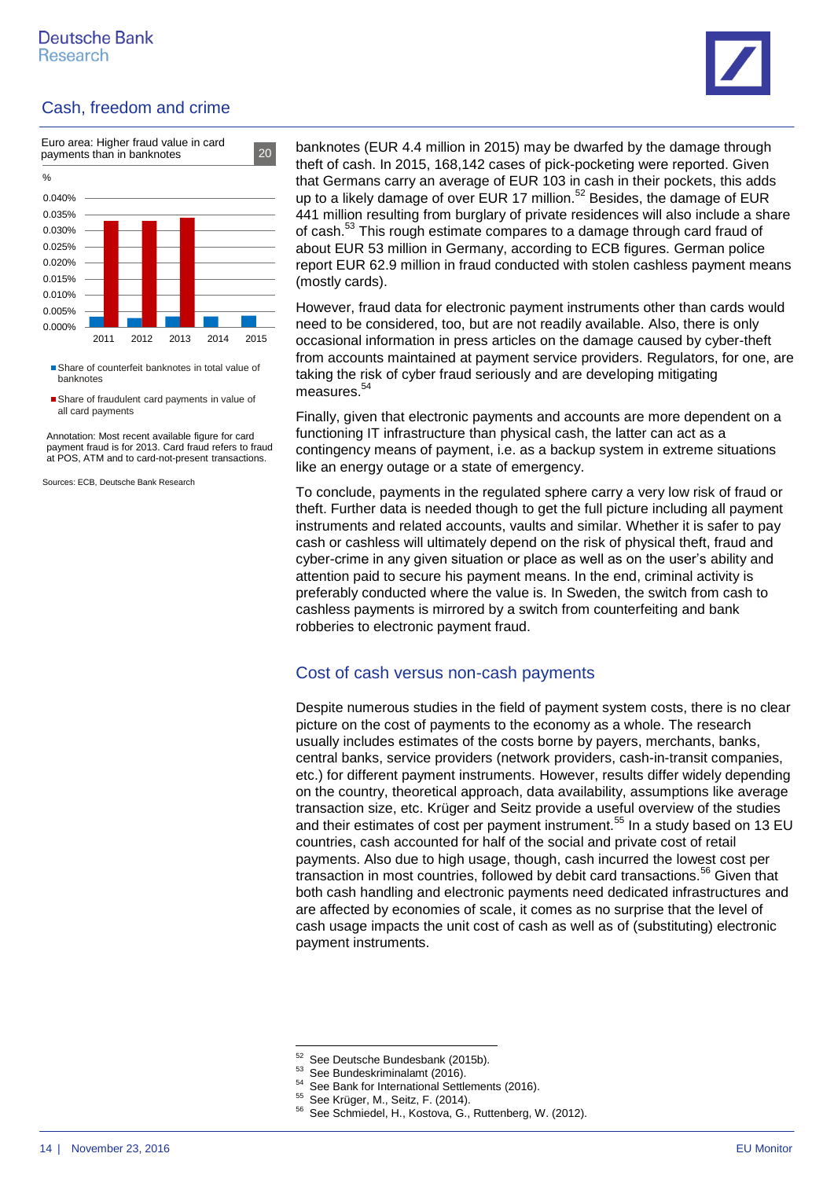Euro area: Higher fraud value in card payments than in banknotes 20

%

0.040%
0.035%
0.030%
0.025%
0.020%
0.015%
0.010%
0.005%
0.000%

2011 2012 2013 2014 2015

- Share of counterfeit banknotes in total value of banknotes
- Share of fraudulent card payments in value of all card payments

Annotation: Most recent available figure for card payment fraud is for 2013. Card fraud refers to fraud at POS, ATM and to card-not-present transactions.

Sources: ECB, Deutsche Bank Research

banknotes (EUR 4.4 million in 2015) may be dwarfed by the damage through theft of cash. In 2015, 168,142 cases of pick-pocketing were reported. Given that Germans carry an average of EUR 103 in cash in their pockets, this adds up to a likely damage of over EUR 17 million.[52] Besides, the damage of EUR 441 million resulting from burglary of private residences will also include a share of cash.[53] This rough estimate compares to a damage through card fraud of about EUR 53 million in Germany, according to ECB figures. German police report EUR 62.9 million in fraud conducted with stolen cashless payment means (mostly cards).

However, fraud data for electronic payment instruments other than cards would need to be considered, too, but are not readily available. Also, there is only occasional information in press articles on the damage caused by cyber-theft from accounts maintained at payment service providers. Regulators, for one, are taking the risk of cyber fraud seriously and are developing mitigating measures.[54]

Finally, given that electronic payments and accounts are more dependent on a functioning IT infrastructure than physical cash, the latter can act as a contingency means of payment, i.e. as a backup system in extreme situations like an energy outage or a state of emergency.

To conclude, payments in the regulated sphere carry a very low risk of fraud or theft. Further data is needed though to get the full picture including all payment instruments and related accounts, vaults and similar. Whether it is safer to pay cash or cashless will ultimately depend on the risk of physical theft, fraud and cyber-crime in any given situation or place as well as on the user's ability and attention paid to secure his payment means. In the end, criminal activity is preferably conducted where the value is. In Sweden, the switch from cash to cashless payments is mirrored by a switch from counterfeiting and bank robberies to electronic payment fraud.

## Cost of cash versus non-cash payments

Despite numerous studies in the field of payment system costs, there is no clear picture on the cost of payments to the economy as a whole. The research usually includes estimates of the costs borne by payers, merchants, banks, central banks, service providers (network providers, cash-in-transit companies, etc.) for different payment instruments. However, results differ widely depending on the country, theoretical approach, data availability, assumptions like average transaction size, etc. Krüger and Seitz provide a useful overview of the studies and their estimates of cost per payment instrument.[55] In a study based on 13 EU countries, cash accounted for half of the social and private cost of retail payments. Also due to high usage, though, cash incurred the lowest cost per transaction in most countries, followed by debit card transactions.[56] Given that both cash handling and electronic payments need dedicated infrastructures and are affected by economies of scale, it comes as no surprise that the level of cash usage impacts the unit cost of cash as well as of (substituting) electronic payment instruments.

---

[52] See Deutsche Bundesbank (2015b).
[53] See Bundeskriminalamt (2016).
[54] See Bank for International Settlements (2016).
[55] See Krüger, M., Seitz, F. (2014).
[56] See Schmiedel, H., Kostova, G., Ruttenberg, W. (2012).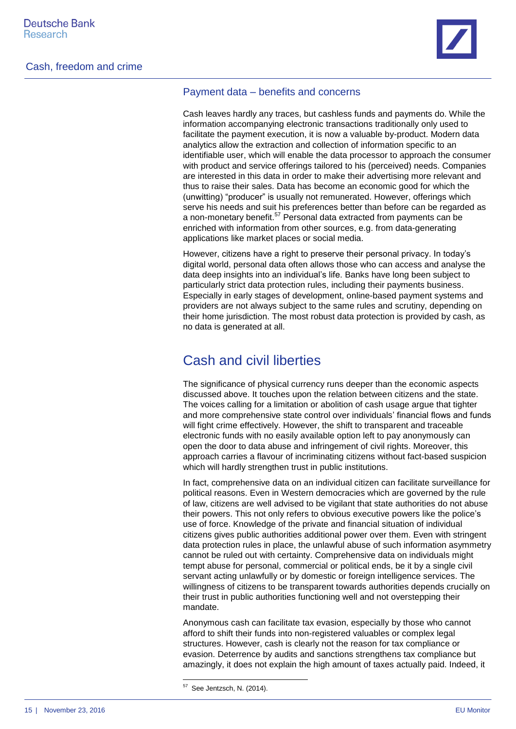### Payment data – benefits and concerns

Cash leaves hardly any traces, but cashless funds and payments do. While the information accompanying electronic transactions traditionally only used to facilitate the payment execution, it is now a valuable by-product. Modern data analytics allow the extraction and collection of information specific to an identifiable user, which will enable the data processor to approach the consumer with product and service offerings tailored to his (perceived) needs. Companies are interested in this data in order to make their advertising more relevant and thus to raise their sales. Data has become an economic good for which the (unwitting) "producer" is usually not remunerated. However, offerings which serve his needs and suit his preferences better than before can be regarded as a non-monetary benefit.[57] Personal data extracted from payments can be enriched with information from other sources, e.g. from data-generating applications like market places or social media.

However, citizens have a right to preserve their personal privacy. In today's digital world, personal data often allows those who can access and analyse the data deep insights into an individual's life. Banks have long been subject to particularly strict data protection rules, including their payments business. Especially in early stages of development, online-based payment systems and providers are not always subject to the same rules and scrutiny, depending on their home jurisdiction. The most robust data protection is provided by cash, as no data is generated at all.

## Cash and civil liberties

The significance of physical currency runs deeper than the economic aspects discussed above. It touches upon the relation between citizens and the state. The voices calling for a limitation or abolition of cash usage argue that tighter and more comprehensive state control over individuals' financial flows and funds will fight crime effectively. However, the shift to transparent and traceable electronic funds with no easily available option left to pay anonymously can open the door to data abuse and infringement of civil rights. Moreover, this approach carries a flavour of incriminating citizens without fact-based suspicion which will hardly strengthen trust in public institutions.

In fact, comprehensive data on an individual citizen can facilitate surveillance for political reasons. Even in Western democracies which are governed by the rule of law, citizens are well advised to be vigilant that state authorities do not abuse their powers. This not only refers to obvious executive powers like the police's use of force. Knowledge of the private and financial situation of individual citizens gives public authorities additional power over them. Even with stringent data protection rules in place, the unlawful abuse of such information asymmetry cannot be ruled out with certainty. Comprehensive data on individuals might tempt abuse for personal, commercial or political ends, be it by a single civil servant acting unlawfully or by domestic or foreign intelligence services. The willingness of citizens to be transparent towards authorities depends crucially on their trust in public authorities functioning well and not overstepping their mandate.

Anonymous cash can facilitate tax evasion, especially by those who cannot afford to shift their funds into non-registered valuables or complex legal structures. However, cash is clearly not the reason for tax compliance or evasion. Deterrence by audits and sanctions strengthens tax compliance but amazingly, it does not explain the high amount of taxes actually paid. Indeed, it

---

[57] See Jentzsch, N. (2014).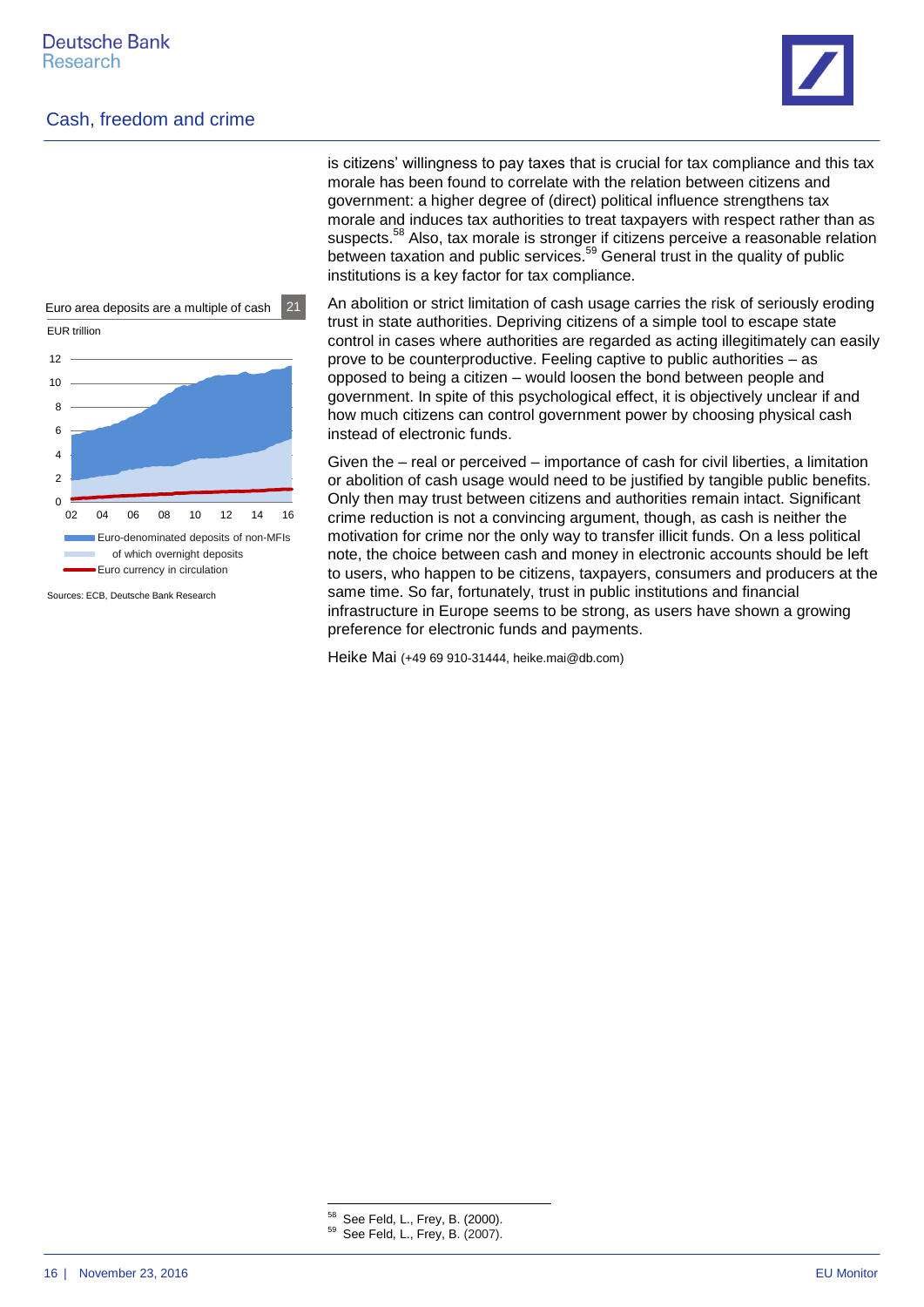is citizens' willingness to pay taxes that is crucial for tax compliance and this tax morale has been found to correlate with the relation between citizens and government: a higher degree of (direct) political influence strengthens tax morale and induces tax authorities to treat taxpayers with respect rather than as suspects.[58] Also, tax morale is stronger if citizens perceive a reasonable relation between taxation and public services.[59] General trust in the quality of public institutions is a key factor for tax compliance.

Euro area deposits are a multiple of cash 21

EUR trillion

Euro-denominated deposits of non-MFIs; of which overnight deposits; Euro currency in circulation

Sources: ECB, Deutsche Bank Research

An abolition or strict limitation of cash usage carries the risk of seriously eroding trust in state authorities. Depriving citizens of a simple tool to escape state control in cases where authorities are regarded as acting illegitimately can easily prove to be counterproductive. Feeling captive to public authorities – as opposed to being a citizen – would loosen the bond between people and government. In spite of this psychological effect, it is objectively unclear if and how much citizens can control government power by choosing physical cash instead of electronic funds.

Given the – real or perceived – importance of cash for civil liberties, a limitation or abolition of cash usage would need to be justified by tangible public benefits. Only then may trust between citizens and authorities remain intact. Significant crime reduction is not a convincing argument, though, as cash is neither the motivation for crime nor the only way to transfer illicit funds. On a less political note, the choice between cash and money in electronic accounts should be left to users, who happen to be citizens, taxpayers, consumers and producers at the same time. So far, fortunately, trust in public institutions and financial infrastructure in Europe seems to be strong, as users have shown a growing preference for electronic funds and payments.

Heike Mai (+49 69 910-31444, heike.mai@db.com)

---

[58] See Feld, L., Frey, B. (2000).

[59] See Feld, L., Frey, B. (2007).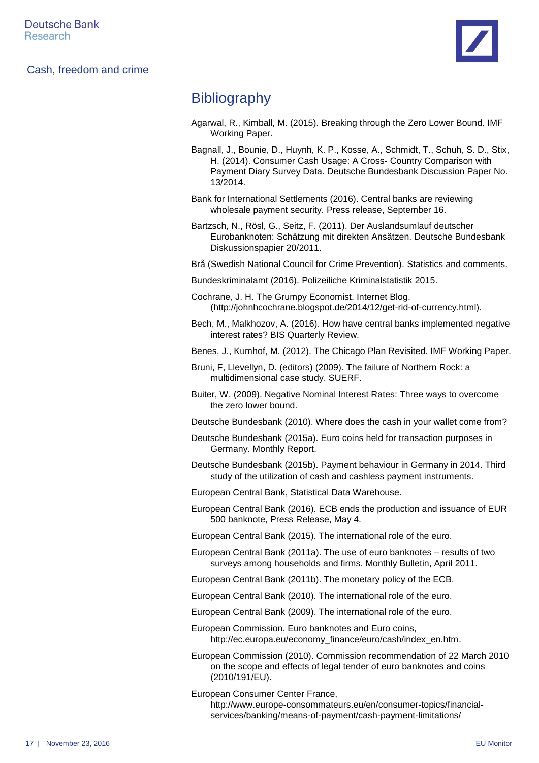## Bibliography

Agarwal, R., Kimball, M. (2015). Breaking through the Zero Lower Bound. IMF Working Paper.

Bagnall, J., Bounie, D., Huynh, K. P., Kosse, A., Schmidt, T., Schuh, S. D., Stix, H. (2014). Consumer Cash Usage: A Cross- Country Comparison with Payment Diary Survey Data. Deutsche Bundesbank Discussion Paper No. 13/2014.

Bank for International Settlements (2016). Central banks are reviewing wholesale payment security. Press release, September 16.

Bartzsch, N., Rösl, G., Seitz, F. (2011). Der Auslandsumlauf deutscher Eurobanknoten: Schätzung mit direkten Ansätzen. Deutsche Bundesbank Diskussionspapier 20/2011.

Brå (Swedish National Council for Crime Prevention). Statistics and comments.

Bundeskriminalamt (2016). Polizeiliche Kriminalstatistik 2015.

Cochrane, J. H. The Grumpy Economist. Internet Blog. (http://johnhcochrane.blogspot.de/2014/12/get-rid-of-currency.html).

Bech, M., Malkhozov, A. (2016). How have central banks implemented negative interest rates? BIS Quarterly Review.

Benes, J., Kumhof, M. (2012). The Chicago Plan Revisited. IMF Working Paper.

Bruni, F, Llevellyn, D. (editors) (2009). The failure of Northern Rock: a multidimensional case study. SUERF.

Buiter, W. (2009). Negative Nominal Interest Rates: Three ways to overcome the zero lower bound.

Deutsche Bundesbank (2010). Where does the cash in your wallet come from?

Deutsche Bundesbank (2015a). Euro coins held for transaction purposes in Germany. Monthly Report.

Deutsche Bundesbank (2015b). Payment behaviour in Germany in 2014. Third study of the utilization of cash and cashless payment instruments.

European Central Bank, Statistical Data Warehouse.

European Central Bank (2016). ECB ends the production and issuance of EUR 500 banknote, Press Release, May 4.

European Central Bank (2015). The international role of the euro.

European Central Bank (2011a). The use of euro banknotes – results of two surveys among households and firms. Monthly Bulletin, April 2011.

European Central Bank (2011b). The monetary policy of the ECB.

European Central Bank (2010). The international role of the euro.

European Central Bank (2009). The international role of the euro.

European Commission. Euro banknotes and Euro coins, http://ec.europa.eu/economy_finance/euro/cash/index_en.htm.

European Commission (2010). Commission recommendation of 22 March 2010 on the scope and effects of legal tender of euro banknotes and coins (2010/191/EU).

European Consumer Center France, http://www.europe-consommateurs.eu/en/consumer-topics/financial-services/banking/means-of-payment/cash-payment-limitations/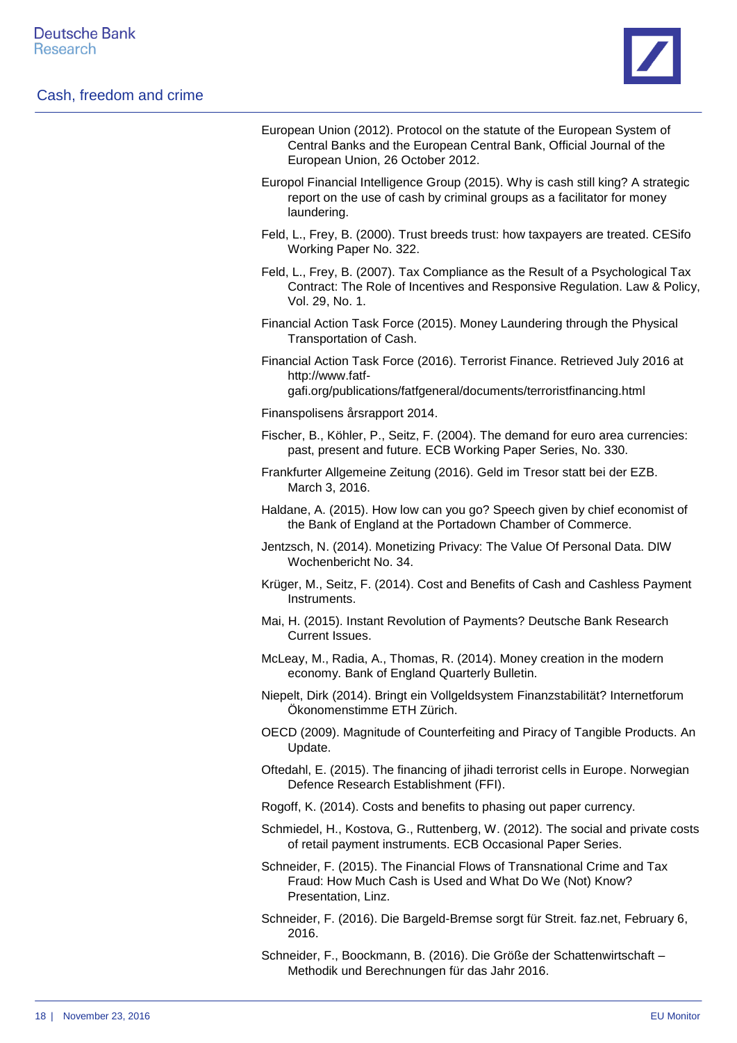European Union (2012). Protocol on the statute of the European System of Central Banks and the European Central Bank, Official Journal of the European Union, 26 October 2012.

Europol Financial Intelligence Group (2015). Why is cash still king? A strategic report on the use of cash by criminal groups as a facilitator for money laundering.

Feld, L., Frey, B. (2000). Trust breeds trust: how taxpayers are treated. CESifo Working Paper No. 322.

Feld, L., Frey, B. (2007). Tax Compliance as the Result of a Psychological Tax Contract: The Role of Incentives and Responsive Regulation. Law & Policy, Vol. 29, No. 1.

Financial Action Task Force (2015). Money Laundering through the Physical Transportation of Cash.

Financial Action Task Force (2016). Terrorist Finance. Retrieved July 2016 at http://www.fatf-gafi.org/publications/fatfgeneral/documents/terroristfinancing.html

Finanspolisens årsrapport 2014.

Fischer, B., Köhler, P., Seitz, F. (2004). The demand for euro area currencies: past, present and future. ECB Working Paper Series, No. 330.

Frankfurter Allgemeine Zeitung (2016). Geld im Tresor statt bei der EZB. March 3, 2016.

Haldane, A. (2015). How low can you go? Speech given by chief economist of the Bank of England at the Portadown Chamber of Commerce.

Jentzsch, N. (2014). Monetizing Privacy: The Value Of Personal Data. DIW Wochenbericht No. 34.

Krüger, M., Seitz, F. (2014). Cost and Benefits of Cash and Cashless Payment Instruments.

Mai, H. (2015). Instant Revolution of Payments? Deutsche Bank Research Current Issues.

McLeay, M., Radia, A., Thomas, R. (2014). Money creation in the modern economy. Bank of England Quarterly Bulletin.

Niepelt, Dirk (2014). Bringt ein Vollgeldsystem Finanzstabilität? Internetforum Ökonomenstimme ETH Zürich.

OECD (2009). Magnitude of Counterfeiting and Piracy of Tangible Products. An Update.

Oftedahl, E. (2015). The financing of jihadi terrorist cells in Europe. Norwegian Defence Research Establishment (FFI).

Rogoff, K. (2014). Costs and benefits to phasing out paper currency.

Schmiedel, H., Kostova, G., Ruttenberg, W. (2012). The social and private costs of retail payment instruments. ECB Occasional Paper Series.

Schneider, F. (2015). The Financial Flows of Transnational Crime and Tax Fraud: How Much Cash is Used and What Do We (Not) Know? Presentation, Linz.

Schneider, F. (2016). Die Bargeld-Bremse sorgt für Streit. faz.net, February 6, 2016.

Schneider, F., Boockmann, B. (2016). Die Größe der Schattenwirtschaft – Methodik und Berechnungen für das Jahr 2016.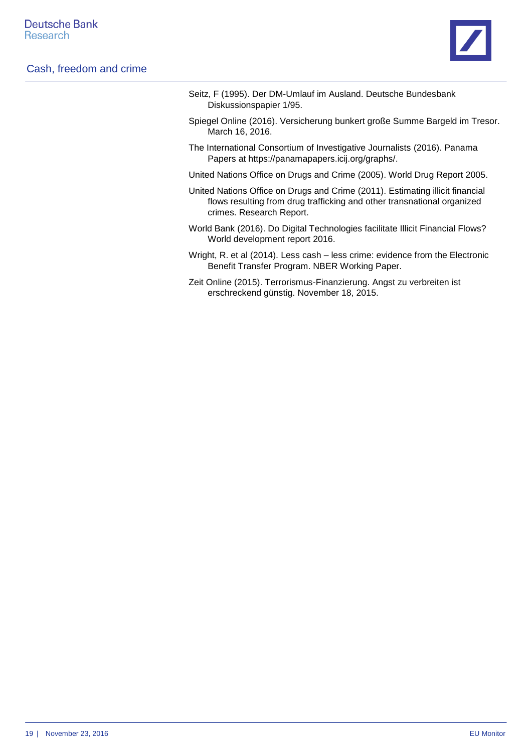Seitz, F (1995). Der DM-Umlauf im Ausland. Deutsche Bundesbank Diskussionspapier 1/95.

Spiegel Online (2016). Versicherung bunkert große Summe Bargeld im Tresor. March 16, 2016.

The International Consortium of Investigative Journalists (2016). Panama Papers at https://panamapapers.icij.org/graphs/.

United Nations Office on Drugs and Crime (2005). World Drug Report 2005.

United Nations Office on Drugs and Crime (2011). Estimating illicit financial flows resulting from drug trafficking and other transnational organized crimes. Research Report.

World Bank (2016). Do Digital Technologies facilitate Illicit Financial Flows? World development report 2016.

Wright, R. et al (2014). Less cash – less crime: evidence from the Electronic Benefit Transfer Program. NBER Working Paper.

Zeit Online (2015). Terrorismus-Finanzierung. Angst zu verbreiten ist erschreckend günstig. November 18, 2015.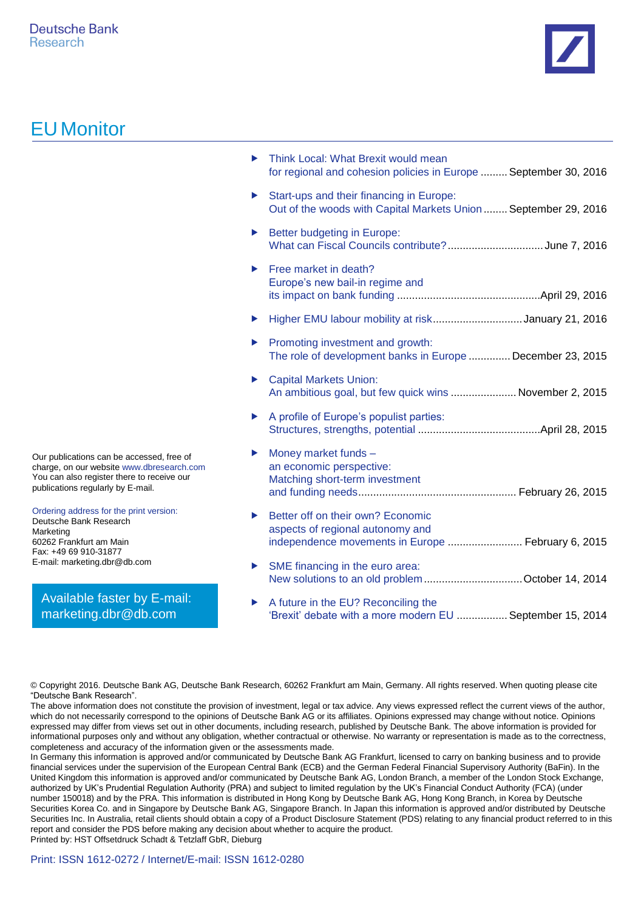Deutsche Bank
Research

# EU Monitor

- Think Local: What Brexit would mean for regional and cohesion policies in Europe ......... September 30, 2016
- Start-ups and their financing in Europe: Out of the woods with Capital Markets Union ........ September 29, 2016
- Better budgeting in Europe: What can Fiscal Councils contribute? ............................... June 7, 2016
- Free market in death? Europe's new bail-in regime and its impact on bank funding ............................................... April 29, 2016
- Higher EMU labour mobility at risk ............................. January 21, 2016
- Promoting investment and growth: The role of development banks in Europe ............. December 23, 2015
- Capital Markets Union: An ambitious goal, but few quick wins ...................... November 2, 2015
- A profile of Europe's populist parties: Structures, strengths, potential ........................................ April 28, 2015
- Money market funds – an economic perspective: Matching short-term investment and funding needs .................................................... February 26, 2015
- Better off on their own? Economic aspects of regional autonomy and independence movements in Europe ......................... February 6, 2015
- SME financing in the euro area: New solutions to an old problem ................................ October 14, 2014
- A future in the EU? Reconciling the 'Brexit' debate with a more modern EU ................. September 15, 2014

Our publications can be accessed, free of charge, on our website www.dbresearch.com
You can also register there to receive our publications regularly by E-mail.

Ordering address for the print version:
Deutsche Bank Research
Marketing
60262 Frankfurt am Main
Fax: +49 69 910-31877
E-mail: marketing.dbr@db.com

Available faster by E-mail:
marketing.dbr@db.com

© Copyright 2016. Deutsche Bank AG, Deutsche Bank Research, 60262 Frankfurt am Main, Germany. All rights reserved. When quoting please cite "Deutsche Bank Research".

The above information does not constitute the provision of investment, legal or tax advice. Any views expressed reflect the current views of the author, which do not necessarily correspond to the opinions of Deutsche Bank AG or its affiliates. Opinions expressed may change without notice. Opinions expressed may differ from views set out in other documents, including research, published by Deutsche Bank. The above information is provided for informational purposes only and without any obligation, whether contractual or otherwise. No warranty or representation is made as to the correctness, completeness and accuracy of the information given or the assessments made.

In Germany this information is approved and/or communicated by Deutsche Bank AG Frankfurt, licensed to carry on banking business and to provide financial services under the supervision of the European Central Bank (ECB) and the German Federal Financial Supervisory Authority (BaFin). In the United Kingdom this information is approved and/or communicated by Deutsche Bank AG, London Branch, a member of the London Stock Exchange, authorized by UK's Prudential Regulation Authority (PRA) and subject to limited regulation by the UK's Financial Conduct Authority (FCA) (under number 150018) and by the PRA. This information is distributed in Hong Kong by Deutsche Bank AG, Hong Kong Branch, in Korea by Deutsche Securities Korea Co. and in Singapore by Deutsche Bank AG, Singapore Branch. In Japan this information is approved and/or distributed by Deutsche Securities Inc. In Australia, retail clients should obtain a copy of a Product Disclosure Statement (PDS) relating to any financial product referred to in this report and consider the PDS before making any decision about whether to acquire the product.

Printed by: HST Offsetdruck Schadt & Tetzlaff GbR, Dieburg

Print: ISSN 1612-0272 / Internet/E-mail: ISSN 1612-0280